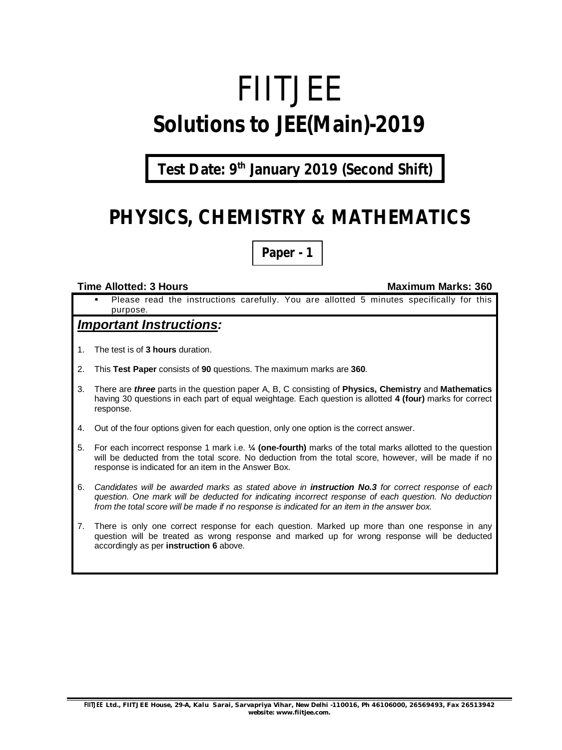# FIITJEE

## Solutions to JEE(Main)-2019

**Test Date: 9th January 2019 (Second Shift)**

## PHYSICS, CHEMISTRY & MATHEMATICS

**Paper - 1**

**Time Allotted: 3 Hours** **Maximum Marks: 360**

- Please read the instructions carefully. You are allotted 5 minutes specifically for this purpose.

### *Important Instructions:*

1. The test is of **3 hours** duration.
2. This **Test Paper** consists of **90** questions. The maximum marks are **360**.
3. There are ***three*** parts in the question paper A, B, C consisting of **Physics, Chemistry** and **Mathematics** having 30 questions in each part of equal weightage. Each question is allotted **4 (four)** marks for correct response.
4. Out of the four options given for each question, only one option is the correct answer.
5. For each incorrect response 1 mark i.e. **¼ (one-fourth)** marks of the total marks allotted to the question will be deducted from the total score. No deduction from the total score, however, will be made if no response is indicated for an item in the Answer Box.
6. *Candidates will be awarded marks as stated above in **instruction No.3** for correct response of each question. One mark will be deducted for indicating incorrect response of each question. No deduction from the total score will be made if no response is indicated for an item in the answer box.*
7. There is only one correct response for each question. Marked up more than one response in any question will be treated as wrong response and marked up for wrong response will be deducted accordingly as per **instruction 6** above.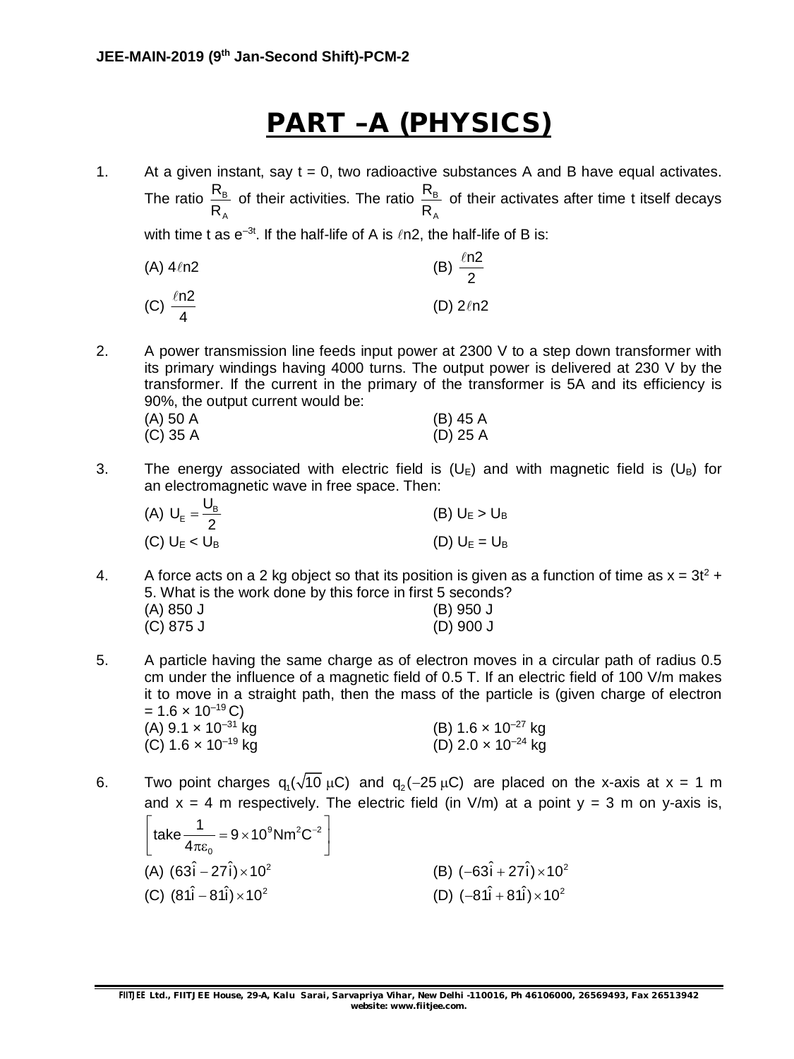# PART –A (PHYSICS)

1. At a given instant, say t = 0, two radioactive substances A and B have equal activates. The ratio $\frac{R_B}{R_A}$ of their activities. The ratio $\frac{R_B}{R_A}$ of their activates after time t itself decays with time t as $e^{-3t}$. If the half-life of A is $\ell n2$, the half-life of B is:

   (A) $4\ell n2$
   (B) $\frac{\ell n2}{2}$
   (C) $\frac{\ell n2}{4}$
   (D) $2\ell n2$

2. A power transmission line feeds input power at 2300 V to a step down transformer with its primary windings having 4000 turns. The output power is delivered at 230 V by the transformer. If the current in the primary of the transformer is 5A and its efficiency is 90%, the output current would be:

   (A) 50 A
   (B) 45 A
   (C) 35 A
   (D) 25 A

3. The energy associated with electric field is ($U_E$) and with magnetic field is ($U_B$) for an electromagnetic wave in free space. Then:

   (A) $U_E = \frac{U_B}{2}$
   (B) $U_E > U_B$
   (C) $U_E < U_B$
   (D) $U_E = U_B$

4. A force acts on a 2 kg object so that its position is given as a function of time as $x = 3t^2 + 5$. What is the work done by this force in first 5 seconds?

   (A) 850 J
   (B) 950 J
   (C) 875 J
   (D) 900 J

5. A particle having the same charge as of electron moves in a circular path of radius 0.5 cm under the influence of a magnetic field of 0.5 T. If an electric field of 100 V/m makes it to move in a straight path, then the mass of the particle is (given charge of electron $= 1.6 \times 10^{-19}$ C)

   (A) $9.1 \times 10^{-31}$ kg
   (B) $1.6 \times 10^{-27}$ kg
   (C) $1.6 \times 10^{-19}$ kg
   (D) $2.0 \times 10^{-24}$ kg

6. Two point charges $q_1(\sqrt{10}\ \mu C)$ and $q_2(-25\ \mu C)$ are placed on the x-axis at x = 1 m and x = 4 m respectively. The electric field (in V/m) at a point y = 3 m on y-axis is, $\left[\text{take } \frac{1}{4\pi\varepsilon_0} = 9 \times 10^9 \text{Nm}^2\text{C}^{-2}\right]$

   (A) $(63\hat{i} - 27\hat{i}) \times 10^2$
   (B) $(-63\hat{i} + 27\hat{i}) \times 10^2$
   (C) $(81\hat{i} - 81\hat{i}) \times 10^2$
   (D) $(-81\hat{i} + 81\hat{i}) \times 10^2$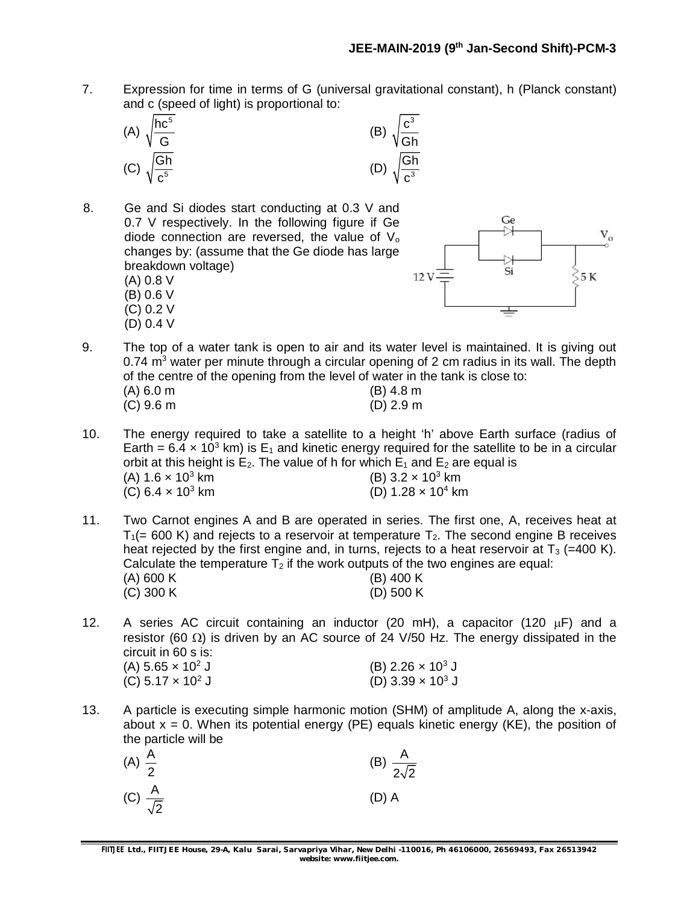7. Expression for time in terms of G (universal gravitational constant), h (Planck constant) and c (speed of light) is proportional to:

(A) $\sqrt{\frac{hc^5}{G}}$ (B) $\sqrt{\frac{c^3}{Gh}}$

(C) $\sqrt{\frac{Gh}{c^5}}$ (D) $\sqrt{\frac{Gh}{c^3}}$

8. Ge and Si diodes start conducting at 0.3 V and 0.7 V respectively. In the following figure if Ge diode connection are reversed, the value of $V_o$ changes by: (assume that the Ge diode has large breakdown voltage)

(A) 0.8 V
(B) 0.6 V
(C) 0.2 V
(D) 0.4 V

9. The top of a water tank is open to air and its water level is maintained. It is giving out 0.74 $m^3$ water per minute through a circular opening of 2 cm radius in its wall. The depth of the centre of the opening from the level of water in the tank is close to:

(A) 6.0 m (B) 4.8 m
(C) 9.6 m (D) 2.9 m

10. The energy required to take a satellite to a height 'h' above Earth surface (radius of Earth = $6.4 \times 10^3$ km) is $E_1$ and kinetic energy required for the satellite to be in a circular orbit at this height is $E_2$. The value of h for which $E_1$ and $E_2$ are equal is

(A) $1.6 \times 10^3$ km (B) $3.2 \times 10^3$ km
(C) $6.4 \times 10^3$ km (D) $1.28 \times 10^4$ km

11. Two Carnot engines A and B are operated in series. The first one, A, receives heat at $T_1$(= 600 K) and rejects to a reservoir at temperature $T_2$. The second engine B receives heat rejected by the first engine and, in turns, rejects to a heat reservoir at $T_3$ (=400 K). Calculate the temperature $T_2$ if the work outputs of the two engines are equal:

(A) 600 K (B) 400 K
(C) 300 K (D) 500 K

12. A series AC circuit containing an inductor (20 mH), a capacitor (120 $\mu$F) and a resistor (60 $\Omega$) is driven by an AC source of 24 V/50 Hz. The energy dissipated in the circuit in 60 s is:

(A) $5.65 \times 10^2$ J (B) $2.26 \times 10^3$ J
(C) $5.17 \times 10^2$ J (D) $3.39 \times 10^3$ J

13. A particle is executing simple harmonic motion (SHM) of amplitude A, along the x-axis, about x = 0. When its potential energy (PE) equals kinetic energy (KE), the position of the particle will be

(A) $\frac{A}{2}$ (B) $\frac{A}{2\sqrt{2}}$

(C) $\frac{A}{\sqrt{2}}$ (D) A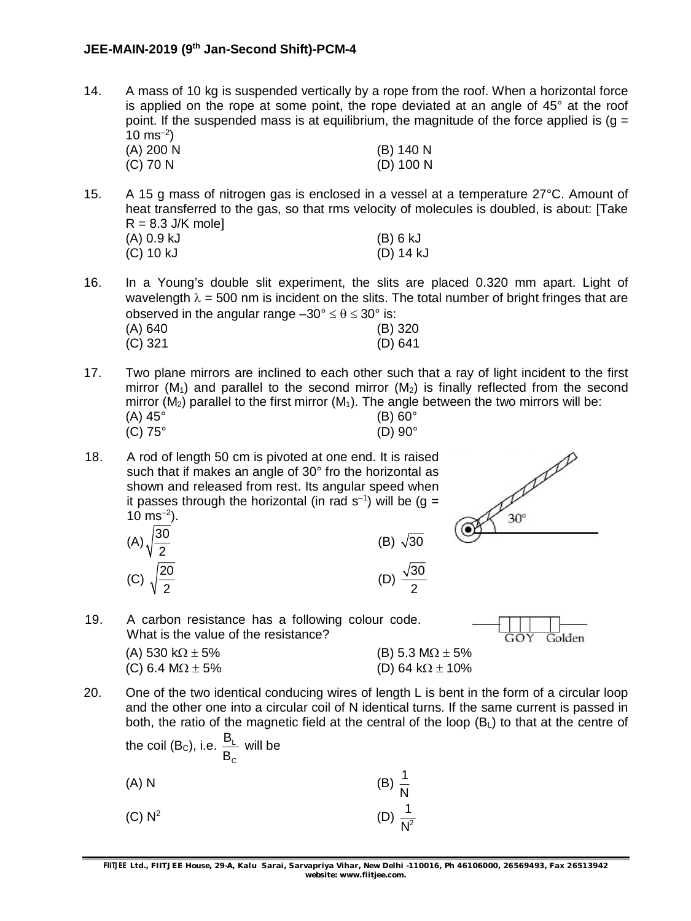14. A mass of 10 kg is suspended vertically by a rope from the roof. When a horizontal force is applied on the rope at some point, the rope deviated at an angle of 45° at the roof point. If the suspended mass is at equilibrium, the magnitude of the force applied is (g = 10 $ms^{-2}$)

(A) 200 N
(B) 140 N
(C) 70 N
(D) 100 N

15. A 15 g mass of nitrogen gas is enclosed in a vessel at a temperature 27°C. Amount of heat transferred to the gas, so that rms velocity of molecules is doubled, is about: [Take R = 8.3 J/K mole]

(A) 0.9 kJ
(B) 6 kJ
(C) 10 kJ
(D) 14 kJ

16. In a Young's double slit experiment, the slits are placed 0.320 mm apart. Light of wavelength $\lambda$ = 500 nm is incident on the slits. The total number of bright fringes that are observed in the angular range $-30° \leq \theta \leq 30°$ is:

(A) 640
(B) 320
(C) 321
(D) 641

17. Two plane mirrors are inclined to each other such that a ray of light incident to the first mirror ($M_1$) and parallel to the second mirror ($M_2$) is finally reflected from the second mirror ($M_2$) parallel to the first mirror ($M_1$). The angle between the two mirrors will be:

(A) 45°
(B) 60°
(C) 75°
(D) 90°

18. A rod of length 50 cm is pivoted at one end. It is raised such that if makes an angle of 30° fro the horizontal as shown and released from rest. Its angular speed when it passes through the horizontal (in rad $s^{-1}$) will be (g = 10 $ms^{-2}$).

30°

(A) $\sqrt{\frac{30}{2}}$
(B) $\sqrt{30}$
(C) $\sqrt{\frac{20}{2}}$
(D) $\frac{\sqrt{30}}{2}$

19. A carbon resistance has a following colour code. What is the value of the resistance?

GOY Golden

(A) 530 k$\Omega \pm$ 5%
(B) 5.3 M$\Omega \pm$ 5%
(C) 6.4 M$\Omega \pm$ 5%
(D) 64 k$\Omega \pm$ 10%

20. One of the two identical conducing wires of length L is bent in the form of a circular loop and the other one into a circular coil of N identical turns. If the same current is passed in both, the ratio of the magnetic field at the central of the loop ($B_L$) to that at the centre of the coil ($B_C$), i.e. $\frac{B_L}{B_C}$ will be

(A) N
(B) $\frac{1}{N}$
(C) $N^2$
(D) $\frac{1}{N^2}$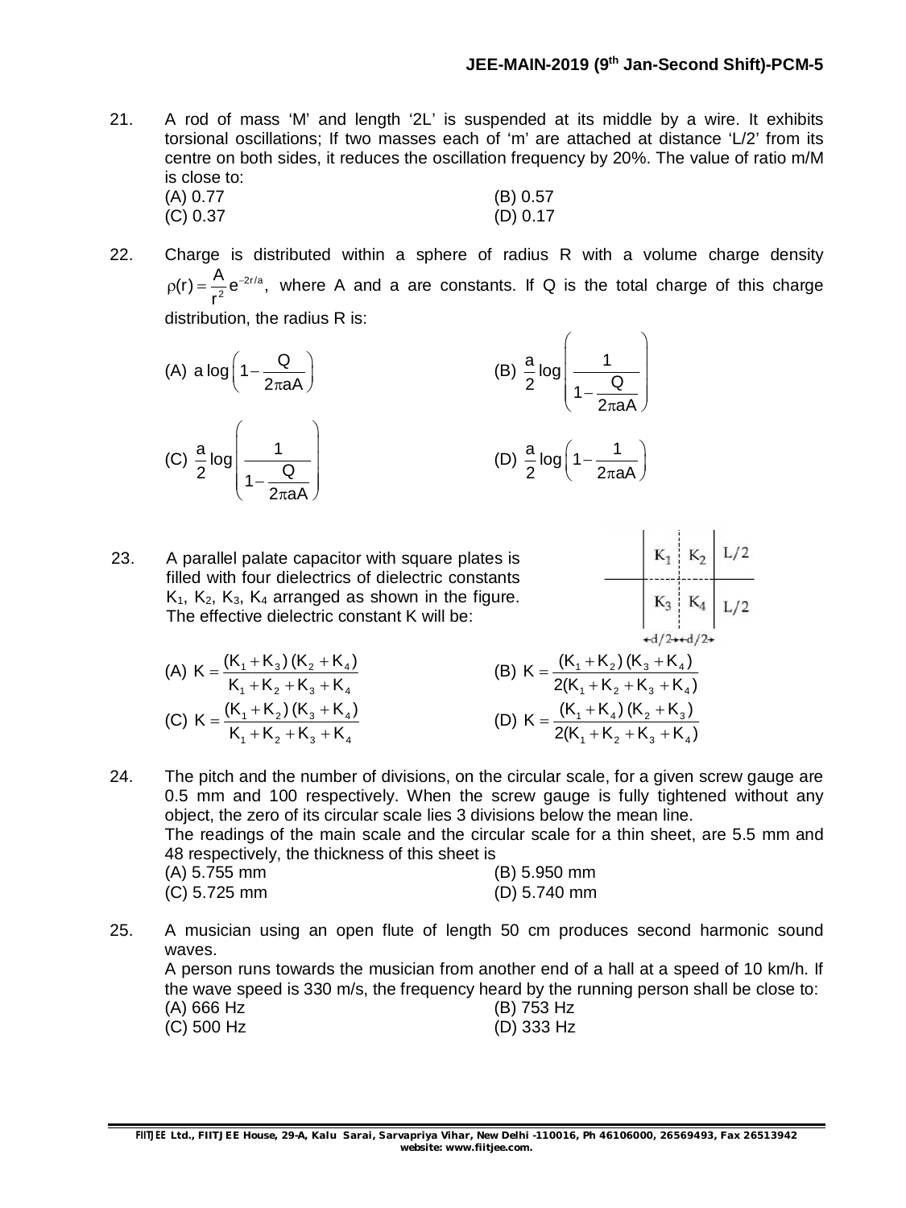21. A rod of mass 'M' and length '2L' is suspended at its middle by a wire. It exhibits torsional oscillations; If two masses each of 'm' are attached at distance 'L/2' from its centre on both sides, it reduces the oscillation frequency by 20%. The value of ratio m/M is close to:

(A) 0.77
(B) 0.57
(C) 0.37
(D) 0.17

22. Charge is distributed within a sphere of radius R with a volume charge density $\rho(r) = \frac{A}{r^2} e^{-2r/a}$, where A and a are constants. If Q is the total charge of this charge distribution, the radius R is:

(A) $a \log\left(1 - \frac{Q}{2\pi a A}\right)$
(B) $\frac{a}{2} \log\left(\frac{1}{1 - \frac{Q}{2\pi a A}}\right)$
(C) $\frac{a}{2} \log\left(\frac{1}{1 - \frac{Q}{2\pi a A}}\right)$
(D) $\frac{a}{2} \log\left(1 - \frac{1}{2\pi a A}\right)$

23. A parallel palate capacitor with square plates is filled with four dielectrics of dielectric constants $K_1$, $K_2$, $K_3$, $K_4$ arranged as shown in the figure. The effective dielectric constant K will be:

| $K_1$ | $K_2$ | $L/2$ |
|---|---|---|
| $K_3$ | $K_4$ | $L/2$ |
| $d/2$ | $d/2$ | |

(A) $K = \frac{(K_1 + K_3)(K_2 + K_4)}{K_1 + K_2 + K_3 + K_4}$
(B) $K = \frac{(K_1 + K_2)(K_3 + K_4)}{2(K_1 + K_2 + K_3 + K_4)}$
(C) $K = \frac{(K_1 + K_2)(K_3 + K_4)}{K_1 + K_2 + K_3 + K_4}$
(D) $K = \frac{(K_1 + K_4)(K_2 + K_3)}{2(K_1 + K_2 + K_3 + K_4)}$

24. The pitch and the number of divisions, on the circular scale, for a given screw gauge are 0.5 mm and 100 respectively. When the screw gauge is fully tightened without any object, the zero of its circular scale lies 3 divisions below the mean line.
The readings of the main scale and the circular scale for a thin sheet, are 5.5 mm and 48 respectively, the thickness of this sheet is

(A) 5.755 mm
(B) 5.950 mm
(C) 5.725 mm
(D) 5.740 mm

25. A musician using an open flute of length 50 cm produces second harmonic sound waves.
A person runs towards the musician from another end of a hall at a speed of 10 km/h. If the wave speed is 330 m/s, the frequency heard by the running person shall be close to:

(A) 666 Hz
(B) 753 Hz
(C) 500 Hz
(D) 333 Hz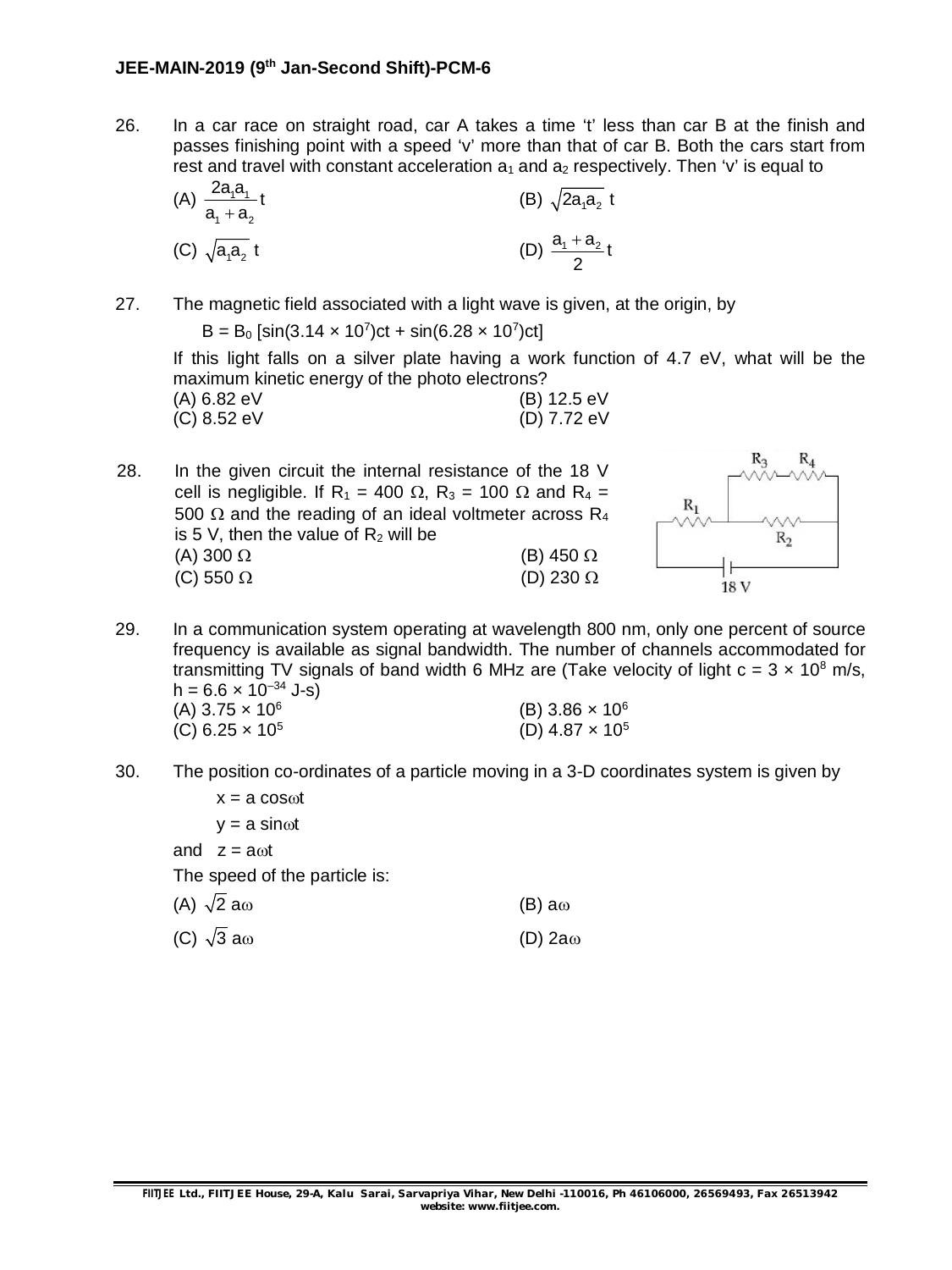26. In a car race on straight road, car A takes a time 't' less than car B at the finish and passes finishing point with a speed 'v' more than that of car B. Both the cars start from rest and travel with constant acceleration $a_1$ and $a_2$ respectively. Then 'v' is equal to

(A) $\frac{2a_1a_1}{a_1 + a_2}t$  (B) $\sqrt{2a_1a_2}\ t$

(C) $\sqrt{a_1a_2}\ t$  (D) $\frac{a_1 + a_2}{2}t$

27. The magnetic field associated with a light wave is given, at the origin, by

$B = B_0\ [\sin(3.14 \times 10^7)ct + \sin(6.28 \times 10^7)ct]$

If this light falls on a silver plate having a work function of 4.7 eV, what will be the maximum kinetic energy of the photo electrons?

(A) 6.82 eV  (B) 12.5 eV
(C) 8.52 eV  (D) 7.72 eV

28. In the given circuit the internal resistance of the 18 V cell is negligible. If $R_1$ = 400 Ω, $R_3$ = 100 Ω and $R_4$ = 500 Ω and the reading of an ideal voltmeter across $R_4$ is 5 V, then the value of $R_2$ will be

(A) 300 Ω  (B) 450 Ω
(C) 550 Ω  (D) 230 Ω

29. In a communication system operating at wavelength 800 nm, only one percent of source frequency is available as signal bandwidth. The number of channels accommodated for transmitting TV signals of band width 6 MHz are (Take velocity of light c = 3 × $10^8$ m/s, h = 6.6 × $10^{-34}$ J-s)

(A) 3.75 × $10^6$  (B) 3.86 × $10^6$
(C) 6.25 × $10^5$  (D) 4.87 × $10^5$

30. The position co-ordinates of a particle moving in a 3-D coordinates system is given by

$x = a\cos\omega t$

$y = a\sin\omega t$

and $z = a\omega t$

The speed of the particle is:

(A) $\sqrt{2}\ a\omega$  (B) $a\omega$

(C) $\sqrt{3}\ a\omega$  (D) $2a\omega$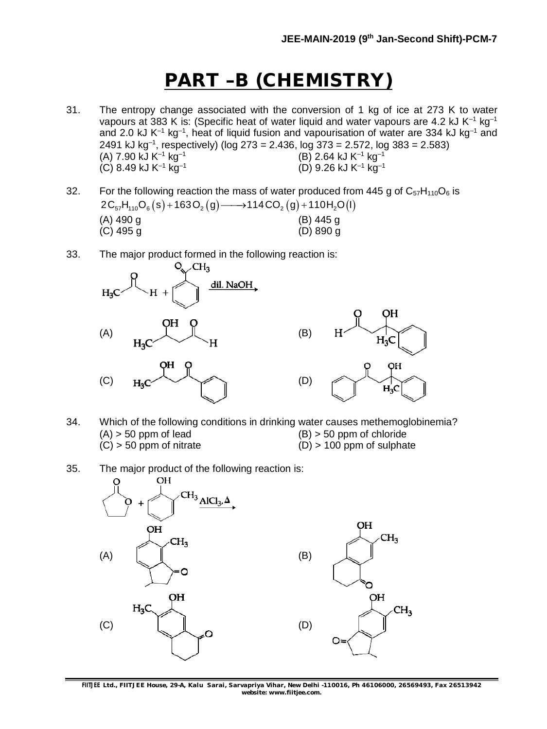# PART –B (CHEMISTRY)

31. The entropy change associated with the conversion of 1 kg of ice at 273 K to water vapours at 383 K is: (Specific heat of water liquid and water vapours are 4.2 kJ $K^{-1}$ $kg^{-1}$ and 2.0 kJ $K^{-1}$ $kg^{-1}$, heat of liquid fusion and vapourisation of water are 334 kJ $kg^{-1}$ and 2491 kJ $kg^{-1}$, respectively) (log 273 = 2.436, log 373 = 2.572, log 383 = 2.583)

    (A) 7.90 kJ $K^{-1}$ $kg^{-1}$
    (B) 2.64 kJ $K^{-1}$ $kg^{-1}$
    (C) 8.49 kJ $K^{-1}$ $kg^{-1}$
    (D) 9.26 kJ $K^{-1}$ $kg^{-1}$

32. For the following reaction the mass of water produced from 445 g of $C_{57}H_{110}O_6$ is

    $$2C_{57}H_{110}O_6(s) + 163O_2(g) \longrightarrow 114CO_2(g) + 110H_2O(l)$$

    (A) 490 g
    (B) 445 g
    (C) 495 g
    (D) 890 g

33. The major product formed in the following reaction is:

    $H_3C$–CHO + $C_6H_5COCH_3$ $\xrightarrow{\text{dil. NaOH}}$

    (A) $H_3C$–CH(OH)–$CH_2$–CHO
    (B) H–CO–$CH_2$–C(OH)($CH_3$)($C_6H_5$)
    (C) $H_3C$–CH(OH)–$CH_2$–CO–$C_6H_5$
    (D) $C_6H_5$–CO–$CH_2$–C(OH)($CH_3$)($C_6H_5$)

34. Which of the following conditions in drinking water causes methemoglobinemia?

    (A) > 50 ppm of lead
    (B) > 50 ppm of chloride
    (C) > 50 ppm of nitrate
    (D) > 100 ppm of sulphate

35. The major product of the following reaction is:

    γ-butyrolactone + o-cresol (2-methylphenol) $\xrightarrow{AlCl_3, \Delta}$

    (A) Indanone with OH and $CH_3$ on the aromatic ring (OH para-position top, $CH_3$ adjacent to C=O side), methyl on the five-membered ring
    (B) Tetralone with OH and $CH_3$ on the aromatic ring ($CH_3$ adjacent to OH, C=O on the ring)
    (C) Tetralone with OH and $H_3C$ on the aromatic ring ($H_3C$ adjacent to OH, C=O on the ring)
    (D) Indanone with OH and $CH_3$ on the aromatic ring, methyl on the five-membered ring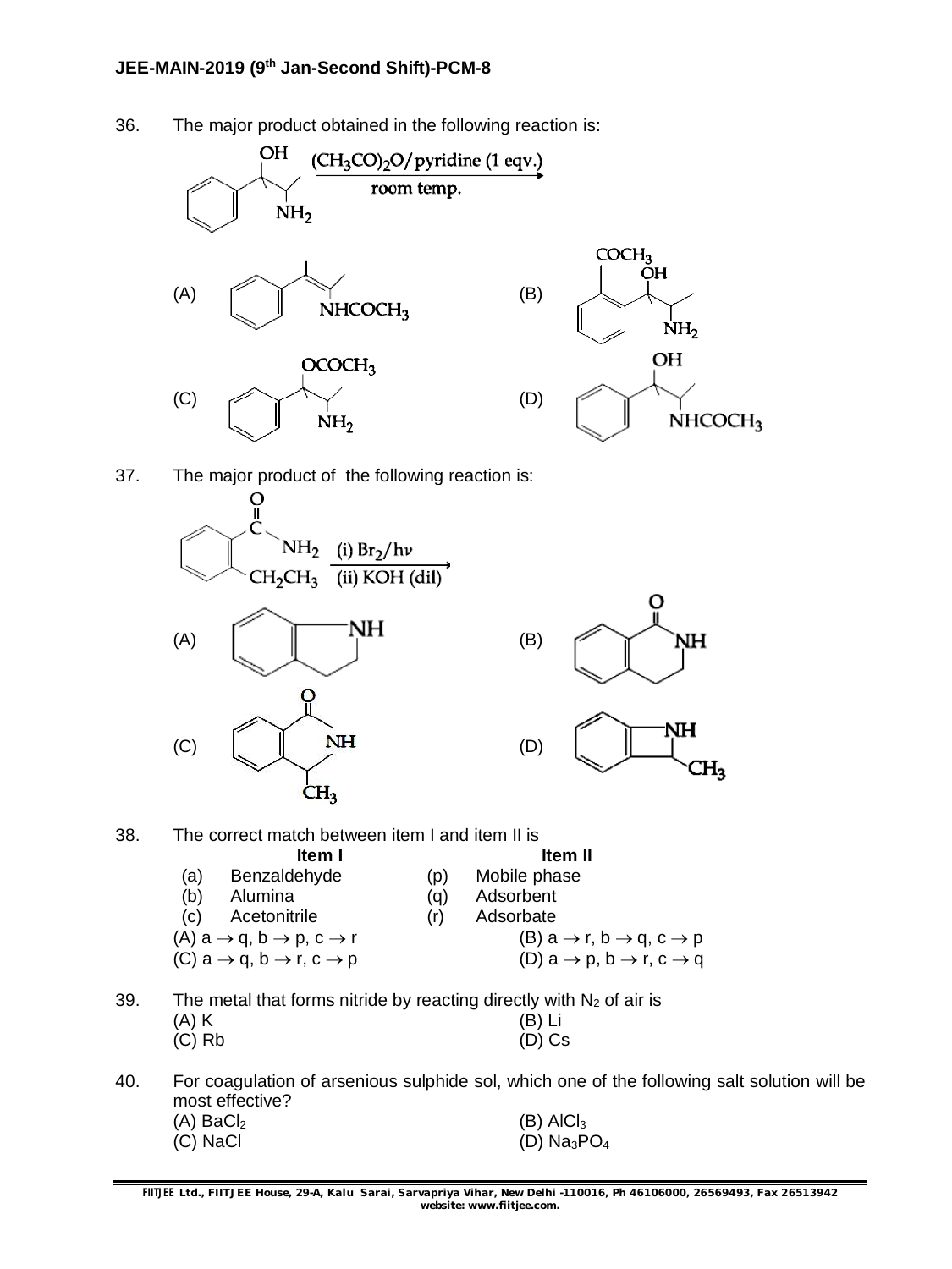36. The major product obtained in the following reaction is:

$$\text{Ph-CH(OH)-CH(NH}_2\text{)-CH}_3 \xrightarrow[\text{room temp.}]{(CH_3CO)_2O/\text{pyridine (1 eqv.)}}$$

(A) Ph-C($CH_3$)=C($CH_3$)-$NHCOCH_3$

(B) (ortho-$COCH_3$ substituted phenyl)-CH(OH)-CH($NH_2$)-$CH_3$

(C) Ph-CH($OCOCH_3$)-CH($NH_2$)-$CH_3$

(D) Ph-CH(OH)-CH($NHCOCH_3$)-$CH_3$

37. The major product of the following reaction is:

$$\text{(o-}CH_2CH_3\text{)C}_6\text{H}_4\text{-C(=O)NH}_2 \xrightarrow[\text{(ii) KOH (dil)}]{\text{(i) } Br_2/h\nu}$$

(A) Indoline (benzene fused five-membered ring with NH)

(B) 3,4-Dihydroisoquinolin-1(2H)-one (benzene fused six-membered ring with C=O and NH)

(C) Benzene fused five-membered lactam with C=O, NH and $CH_3$ on the carbon adjacent to NH

(D) Benzene fused four-membered ring with NH and $CH_3$

38. The correct match between item I and item II is

| | Item I | | Item II |
|---|---|---|---|
| (a) | Benzaldehyde | (p) | Mobile phase |
| (b) | Alumina | (q) | Adsorbent |
| (c) | Acetonitrile | (r) | Adsorbate |

(A) a $\rightarrow$ q, b $\rightarrow$ p, c $\rightarrow$ r
(B) a $\rightarrow$ r, b $\rightarrow$ q, c $\rightarrow$ p
(C) a $\rightarrow$ q, b $\rightarrow$ r, c $\rightarrow$ p
(D) a $\rightarrow$ p, b $\rightarrow$ r, c $\rightarrow$ q

39. The metal that forms nitride by reacting directly with $N_2$ of air is
(A) K
(B) Li
(C) Rb
(D) Cs

40. For coagulation of arsenious sulphide sol, which one of the following salt solution will be most effective?
(A) $BaCl_2$
(B) $AlCl_3$
(C) NaCl
(D) $Na_3PO_4$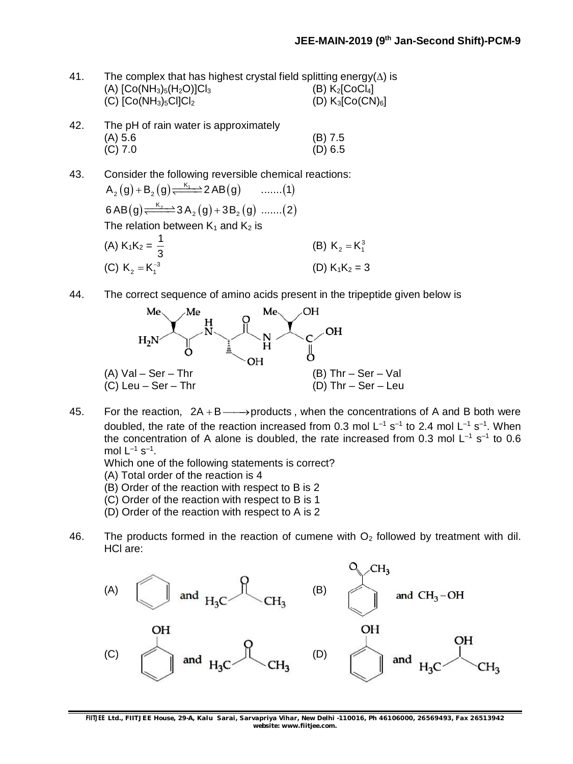41. The complex that has highest crystal field splitting energy($\Delta$) is
(A) $[Co(NH_3)_5(H_2O)]Cl_3$
(B) $K_2[CoCl_4]$
(C) $[Co(NH_3)_5Cl]Cl_2$
(D) $K_3[Co(CN)_6]$

42. The pH of rain water is approximately
(A) 5.6
(B) 7.5
(C) 7.0
(D) 6.5

43. Consider the following reversible chemical reactions:

$$A_2(g) + B_2(g) \underset{}{\overset{K_1}{\rightleftharpoons}} 2AB(g) \quad .......(1)$$

$$6AB(g) \underset{}{\overset{K_2}{\rightleftharpoons}} 3A_2(g) + 3B_2(g) \quad .......(2)$$

The relation between $K_1$ and $K_2$ is
(A) $K_1K_2 = \frac{1}{3}$
(B) $K_2 = K_1^3$
(C) $K_2 = K_1^{-3}$
(D) $K_1K_2 = 3$

44. The correct sequence of amino acids present in the tripeptide given below is

(A) Val – Ser – Thr
(B) Thr – Ser – Val
(C) Leu – Ser – Thr
(D) Thr – Ser – Leu

45. For the reaction, $2A + B \longrightarrow \text{products}$, when the concentrations of A and B both were doubled, the rate of the reaction increased from 0.3 mol $L^{-1}$ $s^{-1}$ to 2.4 mol $L^{-1}$ $s^{-1}$. When the concentration of A alone is doubled, the rate increased from 0.3 mol $L^{-1}$ $s^{-1}$ to 0.6 mol $L^{-1}$ $s^{-1}$.
Which one of the following statements is correct?
(A) Total order of the reaction is 4
(B) Order of the reaction with respect to B is 2
(C) Order of the reaction with respect to B is 1
(D) Order of the reaction with respect to A is 2

46. The products formed in the reaction of cumene with $O_2$ followed by treatment with dil. HCl are:
(A) Benzene and $H_3C-CO-CH_3$
(B) Acetophenone ($C_6H_5COCH_3$) and $CH_3-OH$
(C) Phenol and $H_3C-CO-CH_3$
(D) Phenol and $H_3C-CH(OH)-CH_3$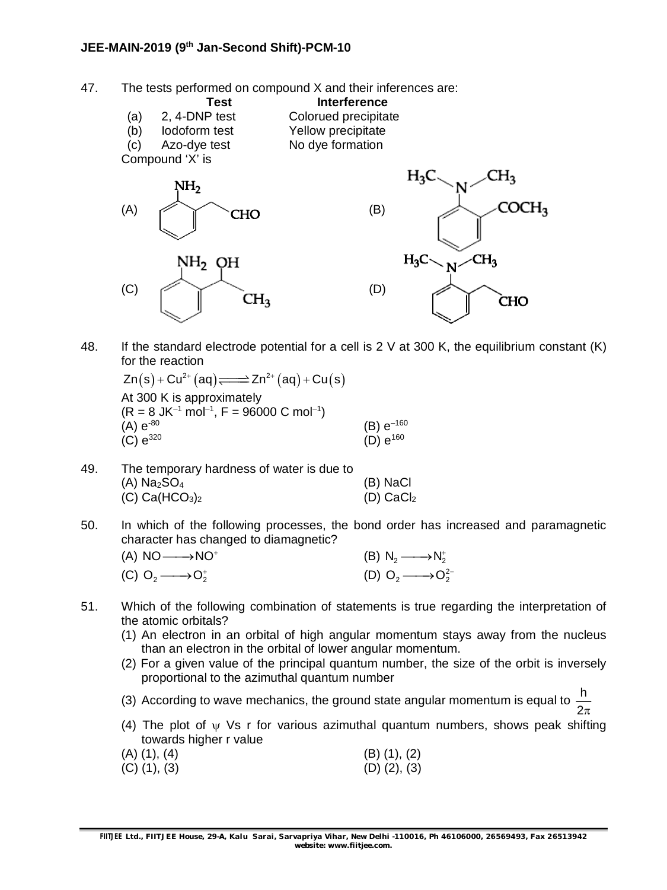47. The tests performed on compound X and their inferences are:

| | Test | Interference |
|---|---|---|
| (a) | 2, 4-DNP test | Colorued precipitate |
| (b) | Iodoform test | Yellow precipitate |
| (c) | Azo-dye test | No dye formation |

Compound 'X' is

(A) (structure: benzene ring with $NH_2$ and $CH_2CHO$ at ortho positions)

(B) (structure: benzene ring with $N(CH_3)_2$ and $COCH_3$ at ortho positions)

(C) (structure: benzene ring with $NH_2$ and $CH(OH)CH_3$ at ortho positions)

(D) (structure: benzene ring with $N(CH_3)_2$ and $CH_2CHO$ at ortho positions)

48. If the standard electrode potential for a cell is 2 V at 300 K, the equilibrium constant (K) for the reaction

$Zn(s) + Cu^{2+}(aq) \rightleftharpoons Zn^{2+}(aq) + Cu(s)$

At 300 K is approximately

($R = 8\ JK^{-1}\ mol^{-1}$, $F = 96000\ C\ mol^{-1}$)

(A) $e^{-80}$
(B) $e^{-160}$
(C) $e^{320}$
(D) $e^{160}$

49. The temporary hardness of water is due to

(A) $Na_2SO_4$
(B) $NaCl$
(C) $Ca(HCO_3)_2$
(D) $CaCl_2$

50. In which of the following processes, the bond order has increased and paramagnetic character has changed to diamagnetic?

(A) $NO \longrightarrow NO^+$
(B) $N_2 \longrightarrow N_2^+$
(C) $O_2 \longrightarrow O_2^+$
(D) $O_2 \longrightarrow O_2^{2-}$

51. Which of the following combination of statements is true regarding the interpretation of the atomic orbitals?

(1) An electron in an orbital of high angular momentum stays away from the nucleus than an electron in the orbital of lower angular momentum.
(2) For a given value of the principal quantum number, the size of the orbit is inversely proportional to the azimuthal quantum number
(3) According to wave mechanics, the ground state angular momentum is equal to $\frac{h}{2\pi}$
(4) The plot of $\psi$ Vs r for various azimuthal quantum numbers, shows peak shifting towards higher r value

(A) (1), (4)
(B) (1), (2)
(C) (1), (3)
(D) (2), (3)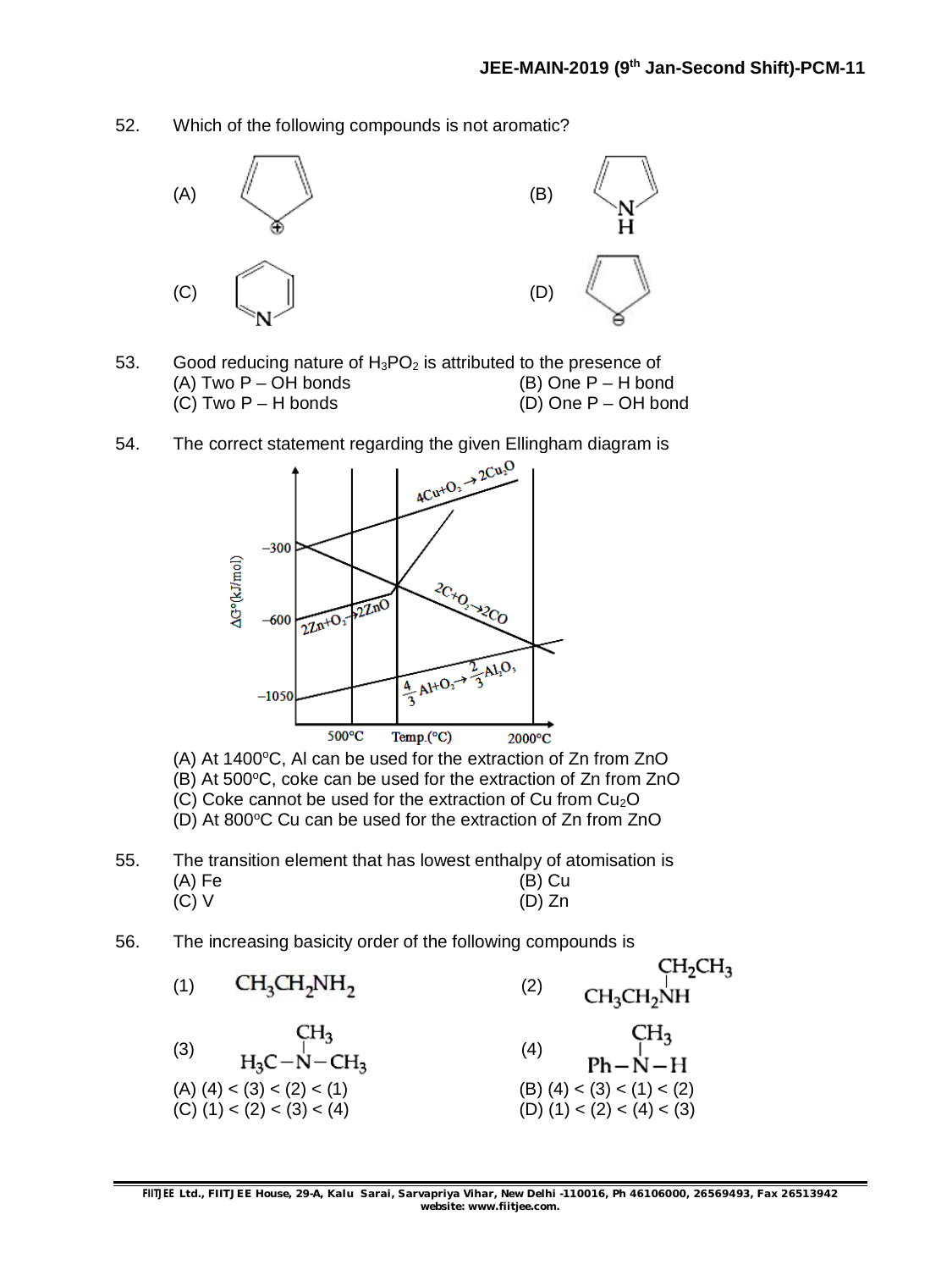52. Which of the following compounds is not aromatic?

(A) (B) (C) (D)

53. Good reducing nature of $H_3PO_2$ is attributed to the presence of

(A) Two P – OH bonds
(B) One P – H bond
(C) Two P – H bonds
(D) One P – OH bond

54. The correct statement regarding the given Ellingham diagram is

(A) At 1400°C, Al can be used for the extraction of Zn from ZnO
(B) At 500°C, coke can be used for the extraction of Zn from ZnO
(C) Coke cannot be used for the extraction of Cu from $Cu_2O$
(D) At 800°C Cu can be used for the extraction of Zn from ZnO

55. The transition element that has lowest enthalpy of atomisation is

(A) Fe
(B) Cu
(C) V
(D) Zn

56. The increasing basicity order of the following compounds is

(1) $CH_3CH_2NH_2$

(2) $CH_3CH_2NH(CH_2CH_3)$

(3) $H_3C-N(CH_3)-CH_3$

(4) $Ph-N(CH_3)-H$

(A) (4) < (3) < (2) < (1)
(B) (4) < (3) < (1) < (2)
(C) (1) < (2) < (3) < (4)
(D) (1) < (2) < (4) < (3)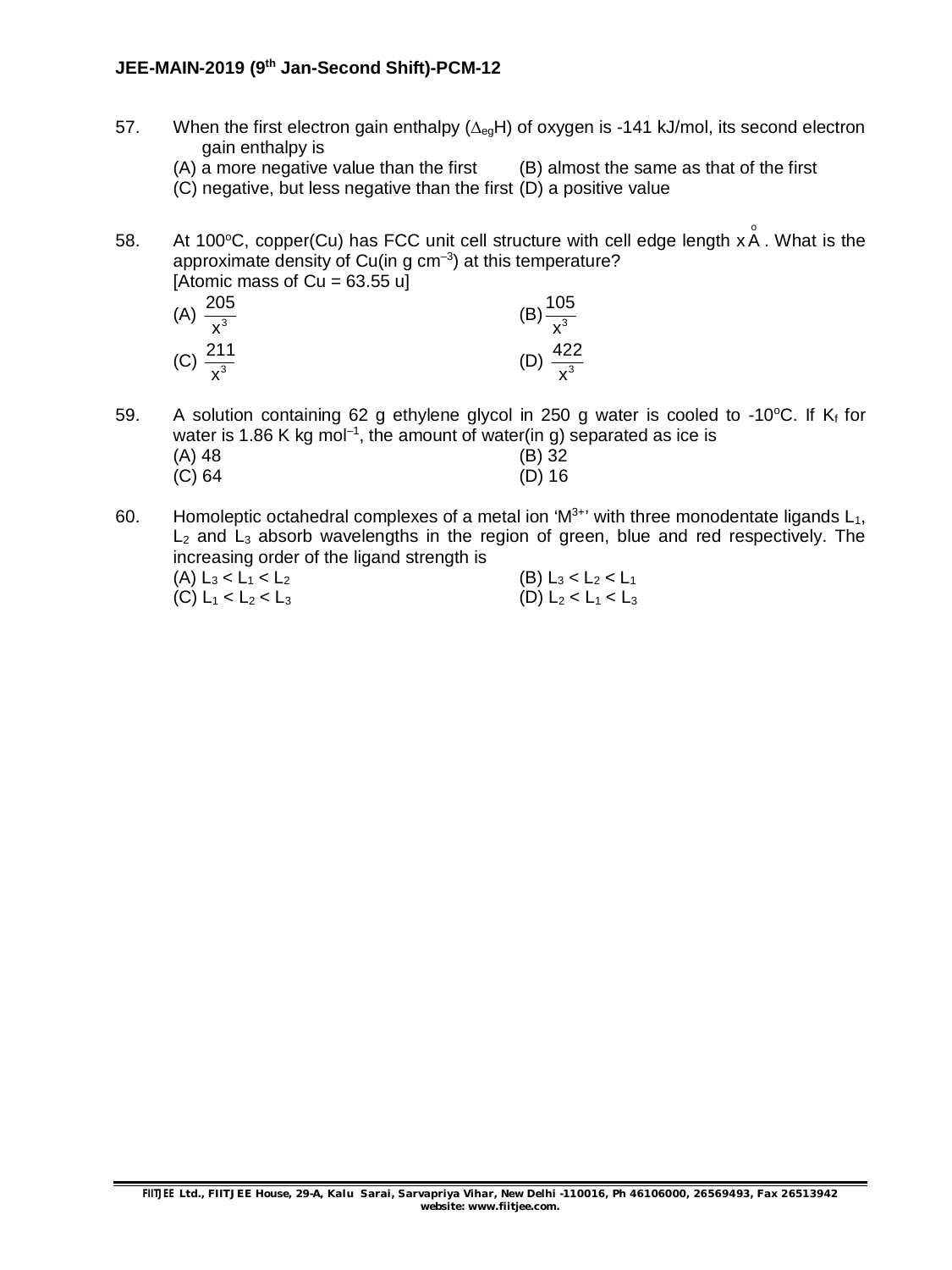57. When the first electron gain enthalpy ($\Delta_{eg}H$) of oxygen is -141 kJ/mol, its second electron gain enthalpy is

(A) a more negative value than the first
(B) almost the same as that of the first
(C) negative, but less negative than the first
(D) a positive value

58. At 100°C, copper(Cu) has FCC unit cell structure with cell edge length $x\,\mathring{A}$. What is the approximate density of Cu(in g $cm^{-3}$) at this temperature?
[Atomic mass of Cu = 63.55 u]

(A) $\frac{205}{x^3}$
(B) $\frac{105}{x^3}$
(C) $\frac{211}{x^3}$
(D) $\frac{422}{x^3}$

59. A solution containing 62 g ethylene glycol in 250 g water is cooled to -10°C. If $K_f$ for water is 1.86 K kg $mol^{-1}$, the amount of water(in g) separated as ice is

(A) 48
(B) 32
(C) 64
(D) 16

60. Homoleptic octahedral complexes of a metal ion '$M^{3+}$' with three monodentate ligands $L_1$, $L_2$ and $L_3$ absorb wavelengths in the region of green, blue and red respectively. The increasing order of the ligand strength is

(A) $L_3 < L_1 < L_2$
(B) $L_3 < L_2 < L_1$
(C) $L_1 < L_2 < L_3$
(D) $L_2 < L_1 < L_3$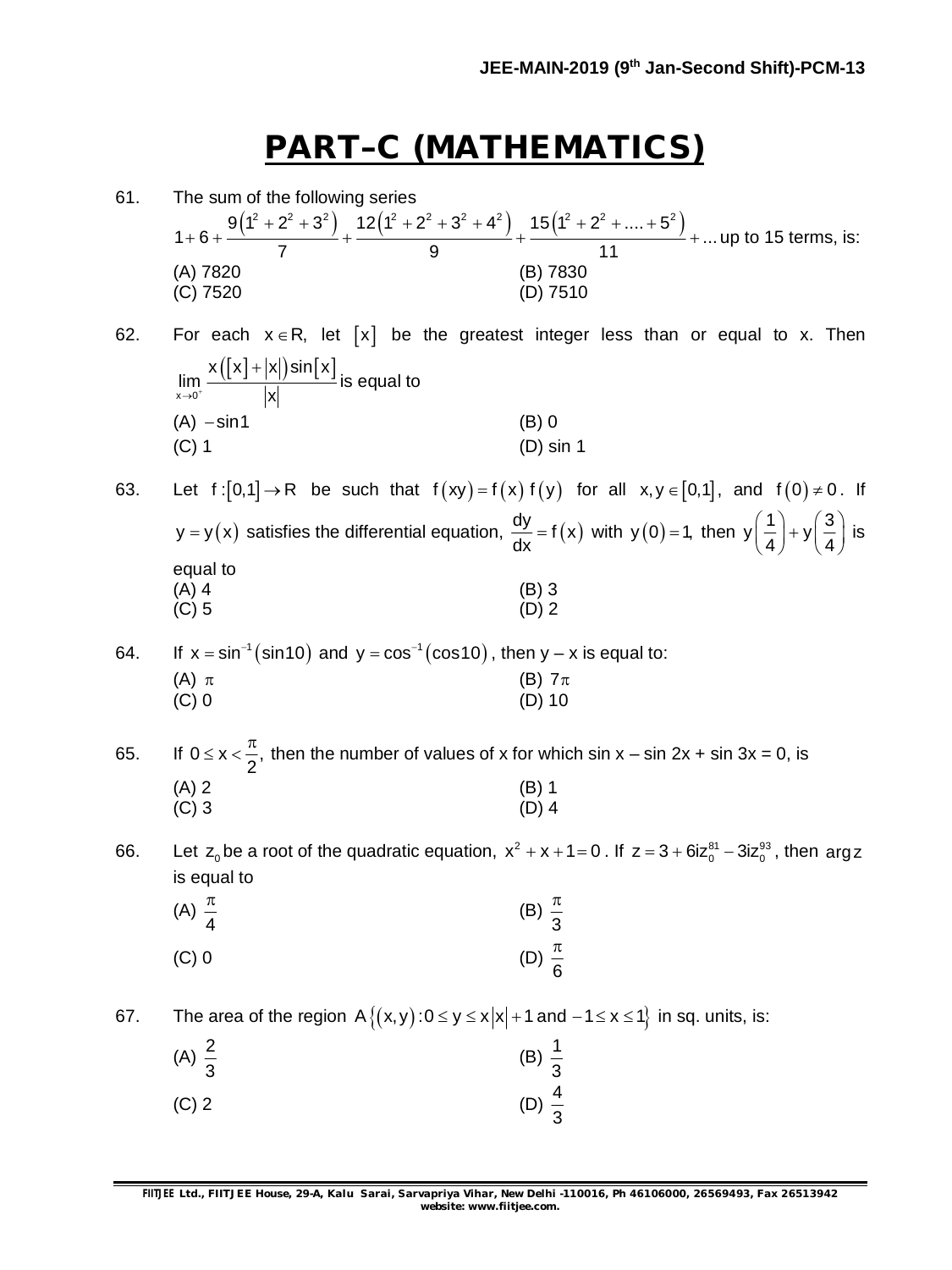# PART–C (MATHEMATICS)

61. The sum of the following series

$$1+6+\frac{9\left(1^2+2^2+3^2\right)}{7}+\frac{12\left(1^2+2^2+3^2+4^2\right)}{9}+\frac{15\left(1^2+2^2+....+5^2\right)}{11}+...\text{ up to 15 terms, is:}$$

(A) 7820 (B) 7830
(C) 7520 (D) 7510

62. For each $x \in R$, let $[x]$ be the greatest integer less than or equal to x. Then $\lim\limits_{x\to 0^+}\frac{x\left([x]+|x|\right)\sin[x]}{|x|}$ is equal to

(A) $-\sin 1$ (B) 0
(C) 1 (D) sin 1

63. Let $f:[0,1]\to R$ be such that $f(xy)=f(x)f(y)$ for all $x, y\in[0,1]$, and $f(0)\neq 0$. If $y=y(x)$ satisfies the differential equation, $\frac{dy}{dx}=f(x)$ with $y(0)=1$, then $y\left(\frac{1}{4}\right)+y\left(\frac{3}{4}\right)$ is equal to

(A) 4 (B) 3
(C) 5 (D) 2

64. If $x=\sin^{-1}(\sin 10)$ and $y=\cos^{-1}(\cos 10)$, then y – x is equal to:

(A) $\pi$ (B) $7\pi$
(C) 0 (D) 10

65. If $0\le x<\frac{\pi}{2}$, then the number of values of x for which sin x – sin 2x + sin 3x = 0, is

(A) 2 (B) 1
(C) 3 (D) 4

66. Let $z_0$ be a root of the quadratic equation, $x^2+x+1=0$. If $z=3+6iz_0^{81}-3iz_0^{93}$, then $\arg z$ is equal to

(A) $\frac{\pi}{4}$ (B) $\frac{\pi}{3}$
(C) 0 (D) $\frac{\pi}{6}$

67. The area of the region $A\left\{(x,y):0\le y\le x|x|+1 \text{ and } -1\le x\le 1\right\}$ in sq. units, is:

(A) $\frac{2}{3}$ (B) $\frac{1}{3}$
(C) 2 (D) $\frac{4}{3}$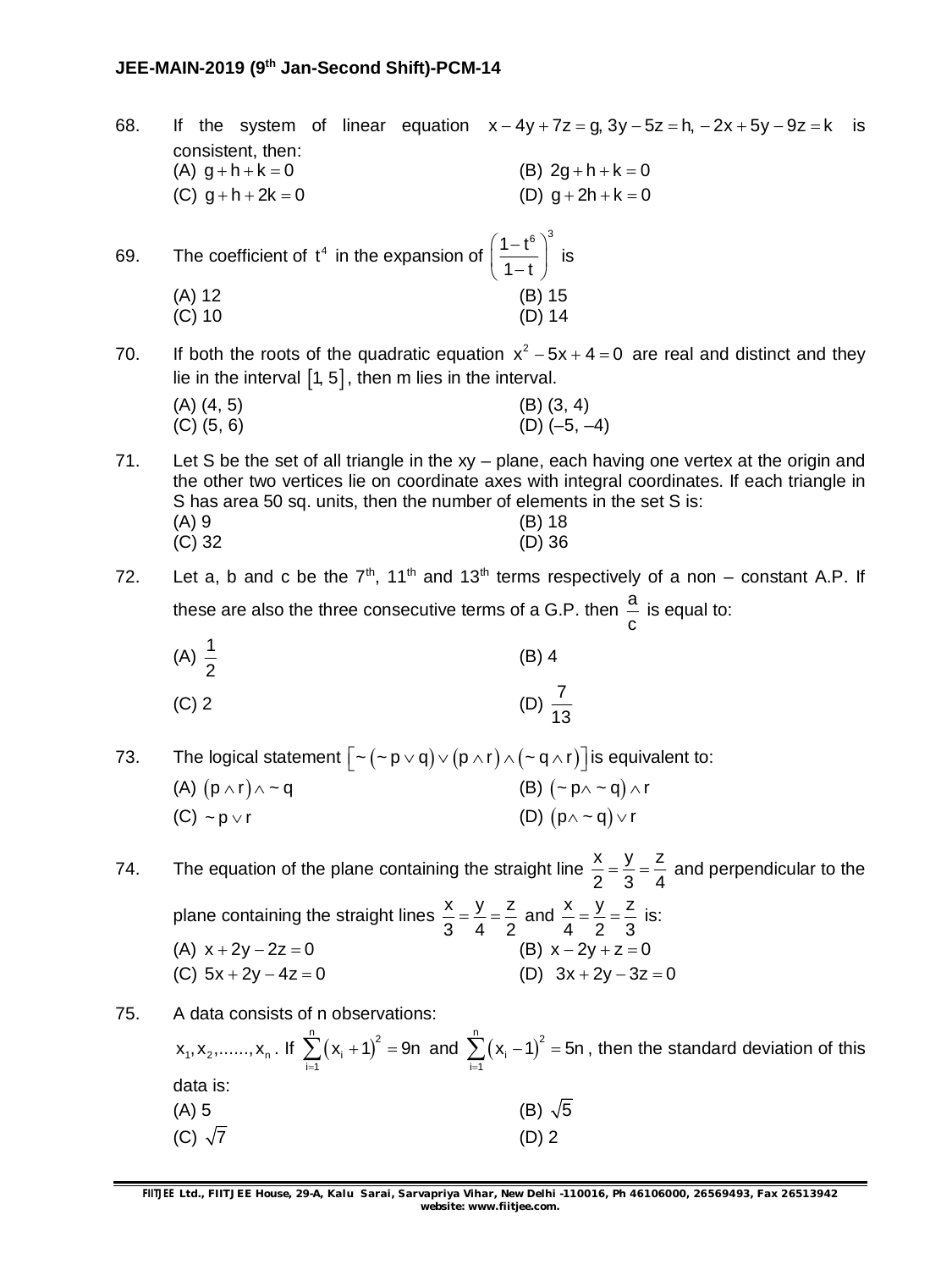68. If the system of linear equation $x - 4y + 7z = g, 3y - 5z = h, -2x + 5y - 9z = k$ is consistent, then:

(A) $g + h + k = 0$ (B) $2g + h + k = 0$
(C) $g + h + 2k = 0$ (D) $g + 2h + k = 0$

69. The coefficient of $t^4$ in the expansion of $\left(\frac{1-t^6}{1-t}\right)^3$ is

(A) 12 (B) 15
(C) 10 (D) 14

70. If both the roots of the quadratic equation $x^2 - 5x + 4 = 0$ are real and distinct and they lie in the interval $[1, 5]$, then m lies in the interval.

(A) (4, 5) (B) (3, 4)
(C) (5, 6) (D) (–5, –4)

71. Let S be the set of all triangle in the xy – plane, each having one vertex at the origin and the other two vertices lie on coordinate axes with integral coordinates. If each triangle in S has area 50 sq. units, then the number of elements in the set S is:

(A) 9 (B) 18
(C) 32 (D) 36

72. Let a, b and c be the 7th, 11th and 13th terms respectively of a non – constant A.P. If these are also the three consecutive terms of a G.P. then $\frac{a}{c}$ is equal to:

(A) $\frac{1}{2}$ (B) 4
(C) 2 (D) $\frac{7}{13}$

73. The logical statement $\left[\sim(\sim p \vee q) \vee (p \wedge r) \wedge (\sim q \wedge r)\right]$ is equivalent to:

(A) $(p \wedge r) \wedge \sim q$ (B) $(\sim p \wedge \sim q) \wedge r$
(C) $\sim p \vee r$ (D) $(p \wedge \sim q) \vee r$

74. The equation of the plane containing the straight line $\frac{x}{2} = \frac{y}{3} = \frac{z}{4}$ and perpendicular to the plane containing the straight lines $\frac{x}{3} = \frac{y}{4} = \frac{z}{2}$ and $\frac{x}{4} = \frac{y}{2} = \frac{z}{3}$ is:

(A) $x + 2y - 2z = 0$ (B) $x - 2y + z = 0$
(C) $5x + 2y - 4z = 0$ (D) $3x + 2y - 3z = 0$

75. A data consists of n observations:
$x_1, x_2, ......, x_n$. If $\sum_{i=1}^{n}(x_i + 1)^2 = 9n$ and $\sum_{i=1}^{n}(x_i - 1)^2 = 5n$, then the standard deviation of this data is:

(A) 5 (B) $\sqrt{5}$
(C) $\sqrt{7}$ (D) 2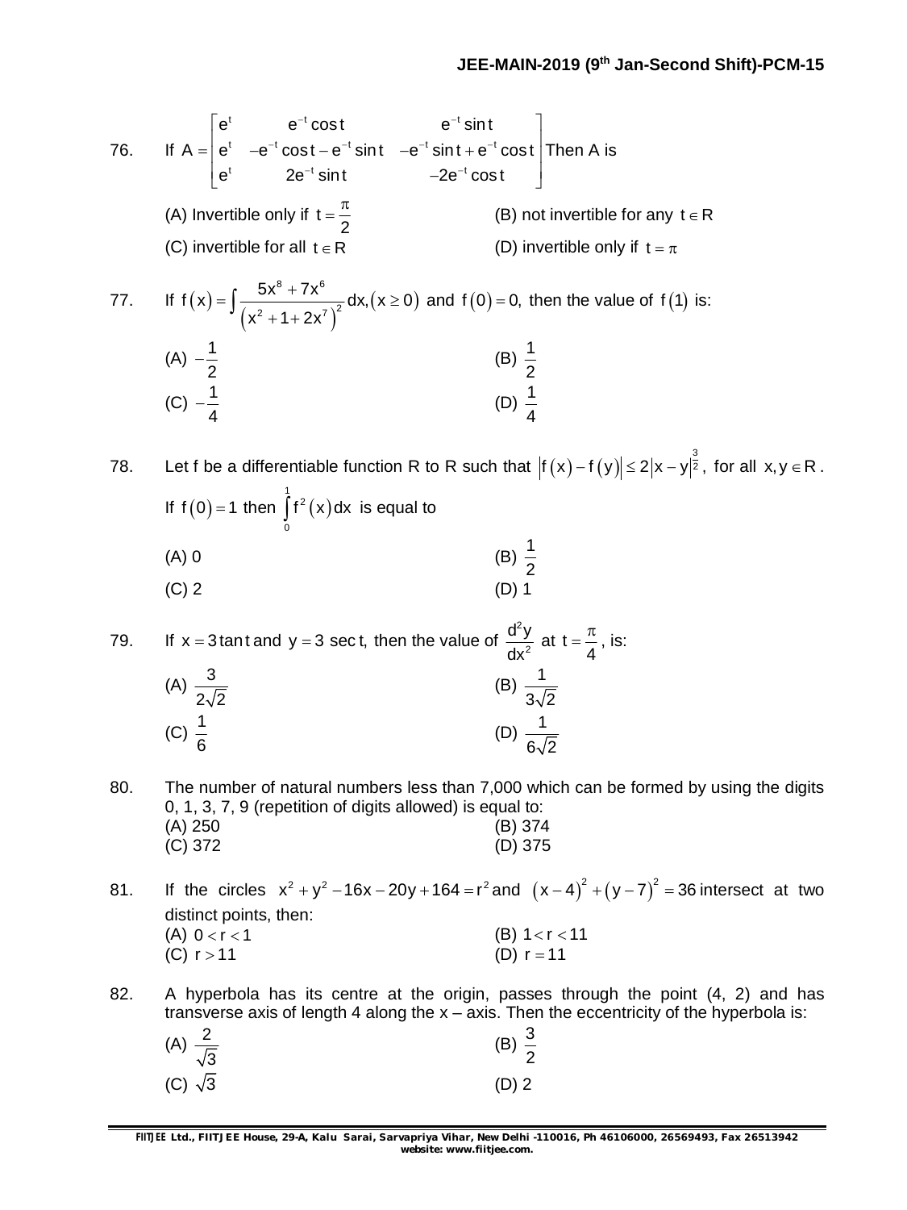76. If $A = \begin{bmatrix} e^t & e^{-t}\cos t & e^{-t}\sin t \\ e^t & -e^{-t}\cos t - e^{-t}\sin t & -e^{-t}\sin t + e^{-t}\cos t \\ e^t & 2e^{-t}\sin t & -2e^{-t}\cos t \end{bmatrix}$ Then A is

(A) Invertible only if $t = \frac{\pi}{2}$ (B) not invertible for any $t \in R$
(C) invertible for all $t \in R$ (D) invertible only if $t = \pi$

77. If $f(x) = \int \frac{5x^8 + 7x^6}{\left(x^2 + 1 + 2x^7\right)^2} dx, (x \geq 0)$ and $f(0) = 0$, then the value of $f(1)$ is:

(A) $-\frac{1}{2}$ (B) $\frac{1}{2}$
(C) $-\frac{1}{4}$ (D) $\frac{1}{4}$

78. Let f be a differentiable function R to R such that $\left|f(x) - f(y)\right| \leq 2\left|x - y\right|^{\frac{3}{2}}$, for all $x, y \in R$. If $f(0) = 1$ then $\int_0^1 f^2(x)dx$ is equal to

(A) 0 (B) $\frac{1}{2}$
(C) 2 (D) 1

79. If $x = 3\tan t$ and $y = 3\sec t$, then the value of $\frac{d^2y}{dx^2}$ at $t = \frac{\pi}{4}$, is:

(A) $\frac{3}{2\sqrt{2}}$ (B) $\frac{1}{3\sqrt{2}}$
(C) $\frac{1}{6}$ (D) $\frac{1}{6\sqrt{2}}$

80. The number of natural numbers less than 7,000 which can be formed by using the digits 0, 1, 3, 7, 9 (repetition of digits allowed) is equal to:

(A) 250 (B) 374
(C) 372 (D) 375

81. If the circles $x^2 + y^2 - 16x - 20y + 164 = r^2$ and $(x-4)^2 + (y-7)^2 = 36$ intersect at two distinct points, then:

(A) $0 < r < 1$ (B) $1 < r < 11$
(C) $r > 11$ (D) $r = 11$

82. A hyperbola has its centre at the origin, passes through the point (4, 2) and has transverse axis of length 4 along the x – axis. Then the eccentricity of the hyperbola is:

(A) $\frac{2}{\sqrt{3}}$ (B) $\frac{3}{2}$
(C) $\sqrt{3}$ (D) 2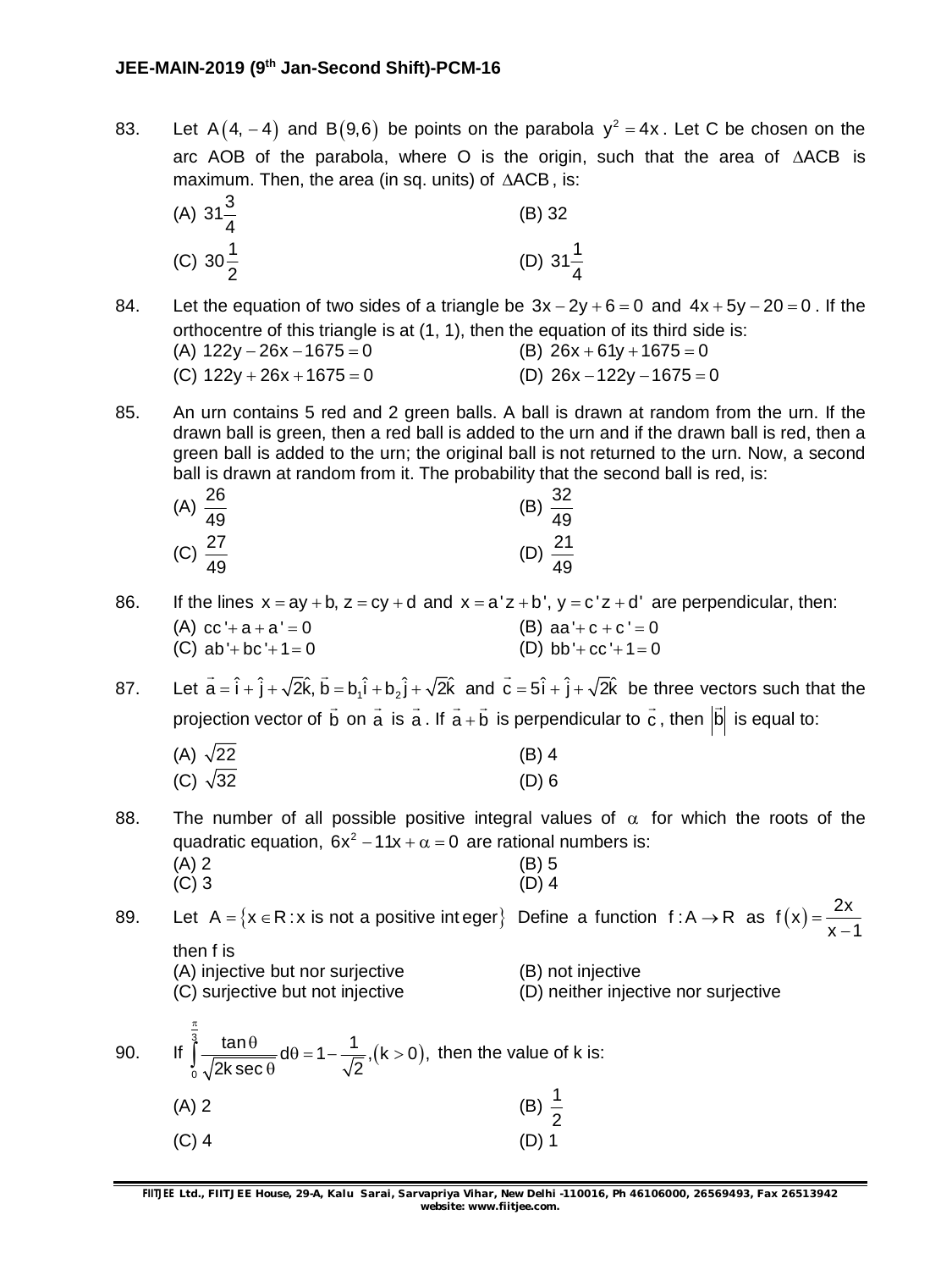83. Let $A(4, -4)$ and $B(9, 6)$ be points on the parabola $y^2 = 4x$. Let C be chosen on the arc AOB of the parabola, where O is the origin, such that the area of $\Delta ACB$ is maximum. Then, the area (in sq. units) of $\Delta ACB$, is:

(A) $31\frac{3}{4}$ (B) 32
(C) $30\frac{1}{2}$ (D) $31\frac{1}{4}$

84. Let the equation of two sides of a triangle be $3x - 2y + 6 = 0$ and $4x + 5y - 20 = 0$. If the orthocentre of this triangle is at (1, 1), then the equation of its third side is:

(A) $122y - 26x - 1675 = 0$ (B) $26x + 61y + 1675 = 0$
(C) $122y + 26x + 1675 = 0$ (D) $26x - 122y - 1675 = 0$

85. An urn contains 5 red and 2 green balls. A ball is drawn at random from the urn. If the drawn ball is green, then a red ball is added to the urn and if the drawn ball is red, then a green ball is added to the urn; the original ball is not returned to the urn. Now, a second ball is drawn at random from it. The probability that the second ball is red, is:

(A) $\frac{26}{49}$ (B) $\frac{32}{49}$
(C) $\frac{27}{49}$ (D) $\frac{21}{49}$

86. If the lines $x = ay + b,\ z = cy + d$ and $x = a'z + b',\ y = c'z + d'$ are perpendicular, then:

(A) $cc' + a + a' = 0$ (B) $aa' + c + c' = 0$
(C) $ab' + bc' + 1 = 0$ (D) $bb' + cc' + 1 = 0$

87. Let $\vec{a} = \hat{i} + \hat{j} + \sqrt{2}\hat{k},\ \vec{b} = b_1\hat{i} + b_2\hat{j} + \sqrt{2}\hat{k}$ and $\vec{c} = 5\hat{i} + \hat{j} + \sqrt{2}\hat{k}$ be three vectors such that the projection vector of $\vec{b}$ on $\vec{a}$ is $\vec{a}$. If $\vec{a} + \vec{b}$ is perpendicular to $\vec{c}$, then $|\vec{b}|$ is equal to:

(A) $\sqrt{22}$ (B) 4
(C) $\sqrt{32}$ (D) 6

88. The number of all possible positive integral values of $\alpha$ for which the roots of the quadratic equation, $6x^2 - 11x + \alpha = 0$ are rational numbers is:

(A) 2 (B) 5
(C) 3 (D) 4

89. Let $A = \{x \in R : x \text{ is not a positive integer}\}$ Define a function $f : A \to R$ as $f(x) = \frac{2x}{x-1}$ then f is

(A) injective but nor surjective (B) not injective
(C) surjective but not injective (D) neither injective nor surjective

90. If $\int_0^{\frac{\pi}{3}} \frac{\tan\theta}{\sqrt{2k\sec\theta}} d\theta = 1 - \frac{1}{\sqrt{2}}, (k > 0)$, then the value of k is:

(A) 2 (B) $\frac{1}{2}$
(C) 4 (D) 1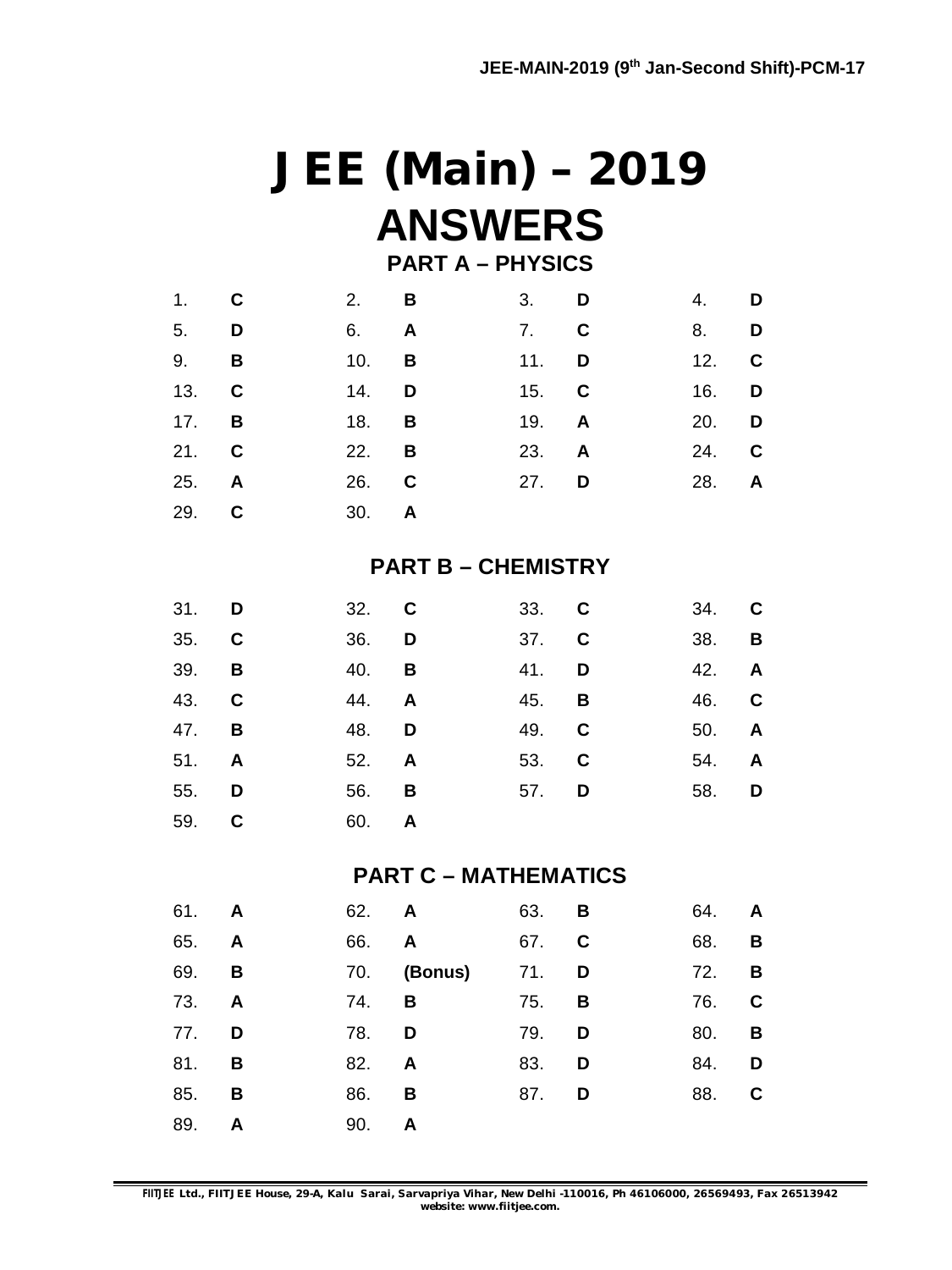# JEE (Main) – 2019

## ANSWERS

### PART A – PHYSICS

| | | | | | | | |
|---|---|---|---|---|---|---|---|
| 1. | **C** | 2. | **B** | 3. | **D** | 4. | **D** |
| 5. | **D** | 6. | **A** | 7. | **C** | 8. | **D** |
| 9. | **B** | 10. | **B** | 11. | **D** | 12. | **C** |
| 13. | **C** | 14. | **D** | 15. | **C** | 16. | **D** |
| 17. | **B** | 18. | **B** | 19. | **A** | 20. | **D** |
| 21. | **C** | 22. | **B** | 23. | **A** | 24. | **C** |
| 25. | **A** | 26. | **C** | 27. | **D** | 28. | **A** |
| 29. | **C** | 30. | **A** | | | | |

### PART B – CHEMISTRY

| | | | | | | | |
|---|---|---|---|---|---|---|---|
| 31. | **D** | 32. | **C** | 33. | **C** | 34. | **C** |
| 35. | **C** | 36. | **D** | 37. | **C** | 38. | **B** |
| 39. | **B** | 40. | **B** | 41. | **D** | 42. | **A** |
| 43. | **C** | 44. | **A** | 45. | **B** | 46. | **C** |
| 47. | **B** | 48. | **D** | 49. | **C** | 50. | **A** |
| 51. | **A** | 52. | **A** | 53. | **C** | 54. | **A** |
| 55. | **D** | 56. | **B** | 57. | **D** | 58. | **D** |
| 59. | **C** | 60. | **A** | | | | |

### PART C – MATHEMATICS

| | | | | | | | |
|---|---|---|---|---|---|---|---|
| 61. | **A** | 62. | **A** | 63. | **B** | 64. | **A** |
| 65. | **A** | 66. | **A** | 67. | **C** | 68. | **B** |
| 69. | **B** | 70. | **(Bonus)** | 71. | **D** | 72. | **B** |
| 73. | **A** | 74. | **B** | 75. | **B** | 76. | **C** |
| 77. | **D** | 78. | **D** | 79. | **D** | 80. | **B** |
| 81. | **B** | 82. | **A** | 83. | **D** | 84. | **D** |
| 85. | **B** | 86. | **B** | 87. | **D** | 88. | **C** |
| 89. | **A** | 90. | **A** | | | | |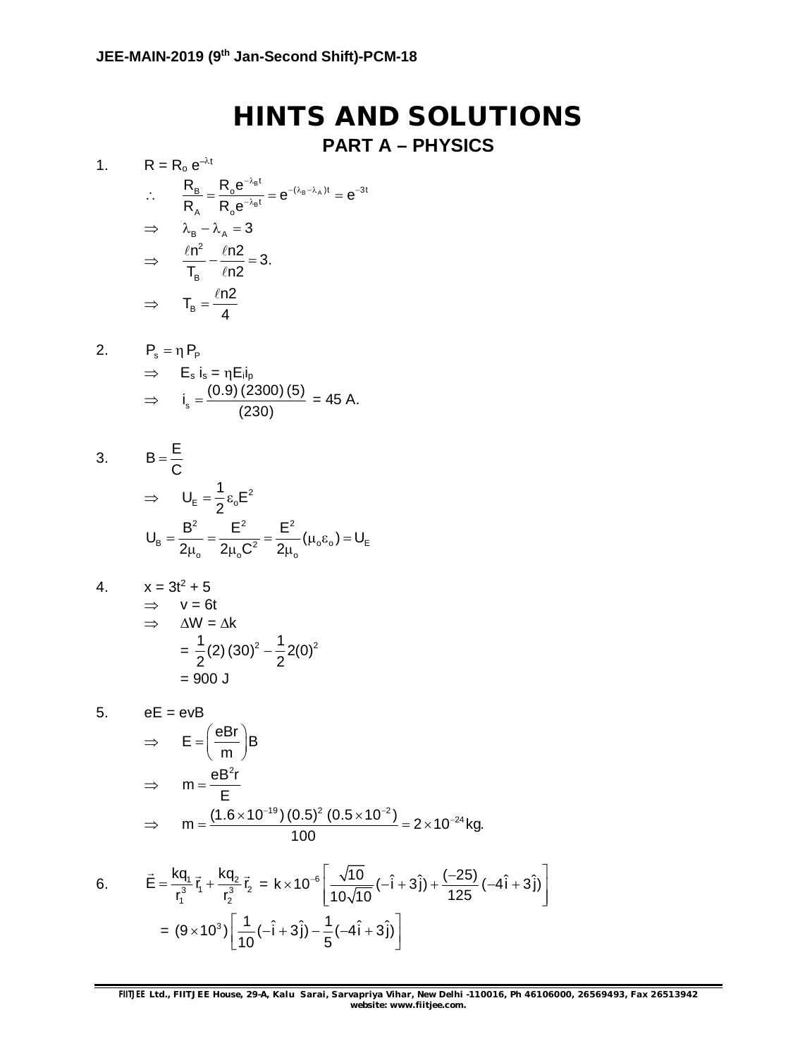# HINTS AND SOLUTIONS

## PART A – PHYSICS

1. $R = R_o e^{-\lambda t}$

$$\therefore \quad \frac{R_B}{R_A} = \frac{R_o e^{-\lambda_B t}}{R_o e^{-\lambda_B t}} = e^{-(\lambda_B - \lambda_A)t} = e^{-3t}$$

$$\Rightarrow \quad \lambda_B - \lambda_A = 3$$

$$\Rightarrow \quad \frac{\ell n^2}{T_B} - \frac{\ell n 2}{\ell n 2} = 3.$$

$$\Rightarrow \quad T_B = \frac{\ell n 2}{4}$$

2. $P_s = \eta P_P$

$$\Rightarrow \quad E_s i_s = \eta E_i i_p$$

$$\Rightarrow \quad i_s = \frac{(0.9)(2300)(5)}{(230)} = 45 \text{ A.}$$

3. $B = \dfrac{E}{C}$

$$\Rightarrow \quad U_E = \frac{1}{2}\varepsilon_o E^2$$

$$U_B = \frac{B^2}{2\mu_o} = \frac{E^2}{2\mu_o C^2} = \frac{E^2}{2\mu_o}(\mu_o \varepsilon_o) = U_E$$

4. $x = 3t^2 + 5$

$$\Rightarrow \quad v = 6t$$

$$\Rightarrow \quad \Delta W = \Delta k$$

$$= \frac{1}{2}(2)(30)^2 - \frac{1}{2}2(0)^2$$

$$= 900 \text{ J}$$

5. $eE = evB$

$$\Rightarrow \quad E = \left(\frac{eBr}{m}\right)B$$

$$\Rightarrow \quad m = \frac{eB^2 r}{E}$$

$$\Rightarrow \quad m = \frac{(1.6 \times 10^{-19})(0.5)^2 (0.5 \times 10^{-2})}{100} = 2 \times 10^{-24} \text{kg.}$$

6. $$\vec{E} = \frac{kq_1}{r_1^3}\vec{r}_1 + \frac{kq_2}{r_2^3}\vec{r}_2 = k \times 10^{-6}\left[\frac{\sqrt{10}}{10\sqrt{10}}(-\hat{i} + 3\hat{j}) + \frac{(-25)}{125}(-4\hat{i} + 3\hat{j})\right]$$

$$= (9 \times 10^3)\left[\frac{1}{10}(-\hat{i} + 3\hat{j}) - \frac{1}{5}(-4\hat{i} + 3\hat{j})\right]$$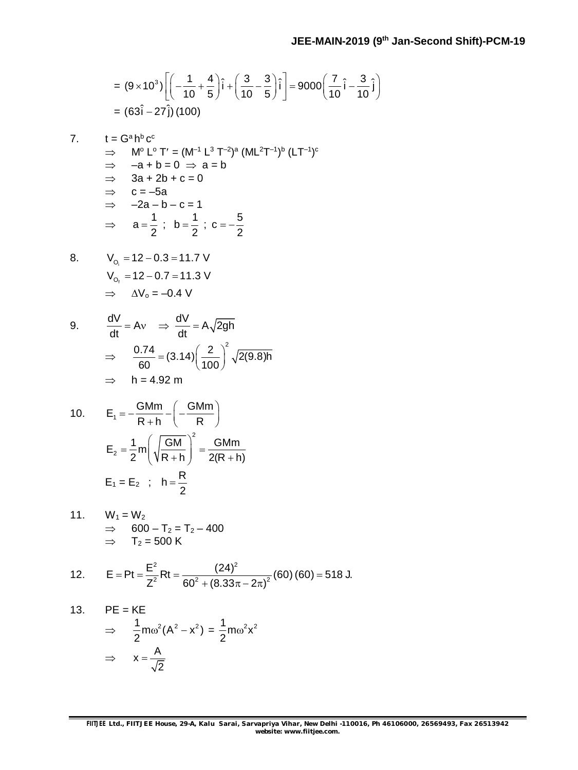$$= (9 \times 10^3)\left[\left(-\frac{1}{10}+\frac{4}{5}\right)\hat{i}+\left(\frac{3}{10}-\frac{3}{5}\right)\hat{i}\right] = 9000\left(\frac{7}{10}\hat{i}-\frac{3}{10}\hat{j}\right)$$

$$= (63\hat{i}-27\hat{j})\,(100)$$

7. $t = G^a h^b c^c$

$\Rightarrow \quad M^o L^o T' = (M^{-1} L^3 T^{-2})^a (ML^2T^{-1})^b (LT^{-1})^c$

$\Rightarrow \quad -a + b = 0 \Rightarrow a = b$

$\Rightarrow \quad 3a + 2b + c = 0$

$\Rightarrow \quad c = -5a$

$\Rightarrow \quad -2a - b - c = 1$

$\Rightarrow \quad a = \frac{1}{2}\ ;\ \ b = \frac{1}{2}\ ;\ c = -\frac{5}{2}$

8. $V_{O_i} = 12 - 0.3 = 11.7\text{ V}$

$V_{O_f} = 12 - 0.7 = 11.3\text{ V}$

$\Rightarrow \quad \Delta V_o = -0.4\text{ V}$

9. $\frac{dV}{dt} = A\nu \quad \Rightarrow \frac{dV}{dt} = A\sqrt{2gh}$

$\Rightarrow \quad \frac{0.74}{60} = (3.14)\left(\frac{2}{100}\right)^2 \sqrt{2(9.8)h}$

$\Rightarrow \quad h = 4.92\text{ m}$

10. $E_1 = -\frac{GMm}{R+h} - \left(-\frac{GMm}{R}\right)$

$E_2 = \frac{1}{2}m\left(\sqrt{\frac{GM}{R+h}}\right)^2 = \frac{GMm}{2(R+h)}$

$E_1 = E_2 \quad ; \quad h = \frac{R}{2}$

11. $W_1 = W_2$

$\Rightarrow \quad 600 - T_2 = T_2 - 400$

$\Rightarrow \quad T_2 = 500\text{ K}$

12. $E = Pt = \frac{E^2}{Z^2}Rt = \frac{(24)^2}{60^2 + (8.33\pi - 2\pi)^2}(60)\,(60) = 518\text{ J.}$

13. $PE = KE$

$\Rightarrow \quad \frac{1}{2}m\omega^2(A^2 - x^2) = \frac{1}{2}m\omega^2 x^2$

$\Rightarrow \quad x = \frac{A}{\sqrt{2}}$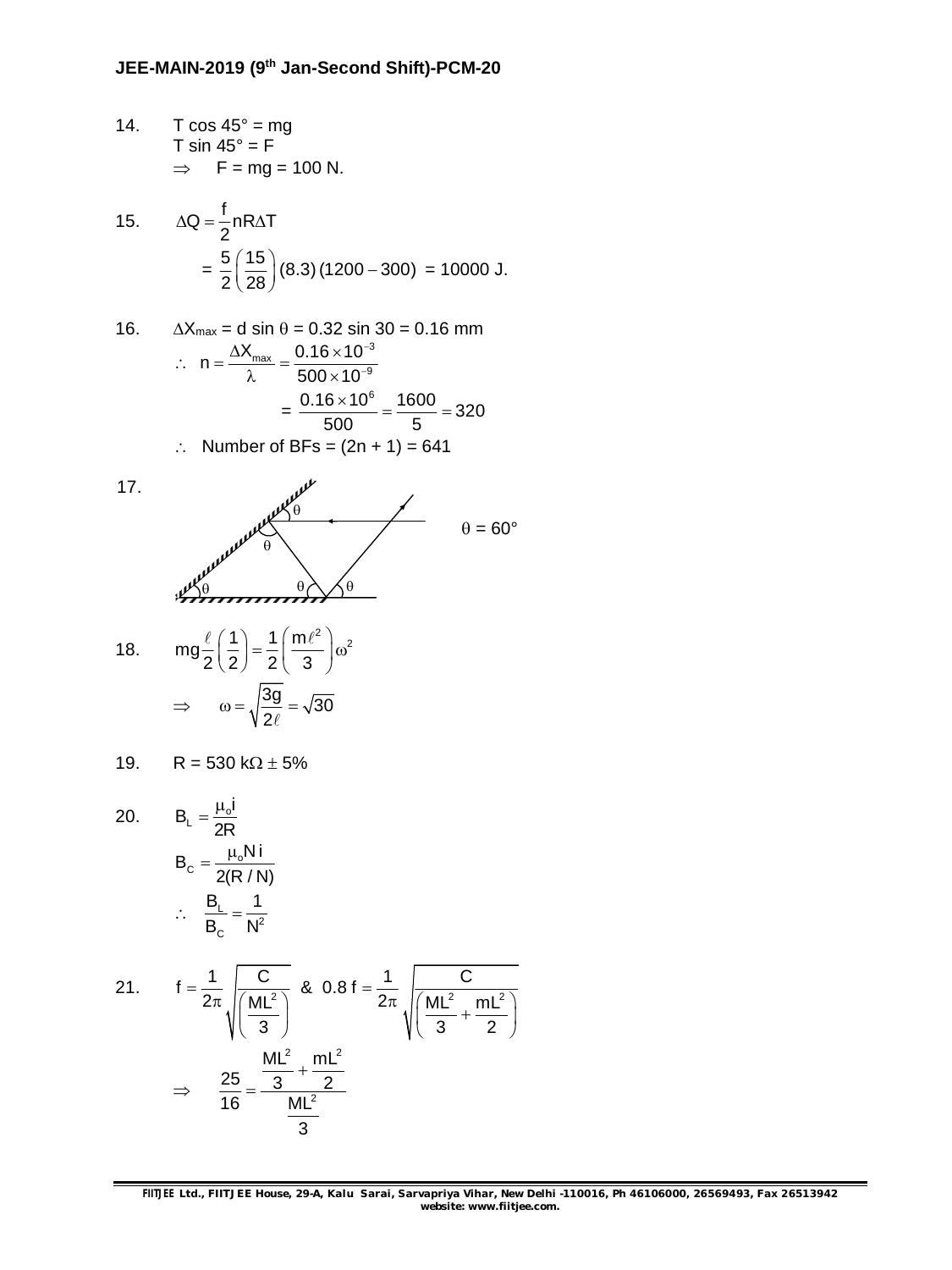14. $T \cos 45° = mg$
$T \sin 45° = F$
$\Rightarrow \quad F = mg = 100$ N.

15. $$\Delta Q = \frac{f}{2} nR\Delta T$$
$$= \frac{5}{2}\left(\frac{15}{28}\right)(8.3)(1200 - 300) = 10000 \text{ J.}$$

16. $\Delta X_{max} = d \sin \theta = 0.32 \sin 30 = 0.16$ mm
$$\therefore \quad n = \frac{\Delta X_{max}}{\lambda} = \frac{0.16 \times 10^{-3}}{500 \times 10^{-9}}$$
$$= \frac{0.16 \times 10^{6}}{500} = \frac{1600}{5} = 320$$
$\therefore$ Number of BFs = (2n + 1) = 641

17. $\theta = 60°$

18. $$mg\frac{\ell}{2}\left(\frac{1}{2}\right) = \frac{1}{2}\left(\frac{m\ell^2}{3}\right)\omega^2$$
$$\Rightarrow \quad \omega = \sqrt{\frac{3g}{2\ell}} = \sqrt{30}$$

19. R = 530 k$\Omega \pm 5\%$

20. $$B_L = \frac{\mu_o i}{2R}$$
$$B_C = \frac{\mu_o N i}{2(R/N)}$$
$$\therefore \quad \frac{B_L}{B_C} = \frac{1}{N^2}$$

21. $$f = \frac{1}{2\pi}\sqrt{\frac{C}{\left(\frac{ML^2}{3}\right)}} \quad \& \quad 0.8\, f = \frac{1}{2\pi}\sqrt{\frac{C}{\left(\frac{ML^2}{3} + \frac{mL^2}{2}\right)}}$$
$$\Rightarrow \quad \frac{25}{16} = \frac{\frac{ML^2}{3} + \frac{mL^2}{2}}{\frac{ML^2}{3}}$$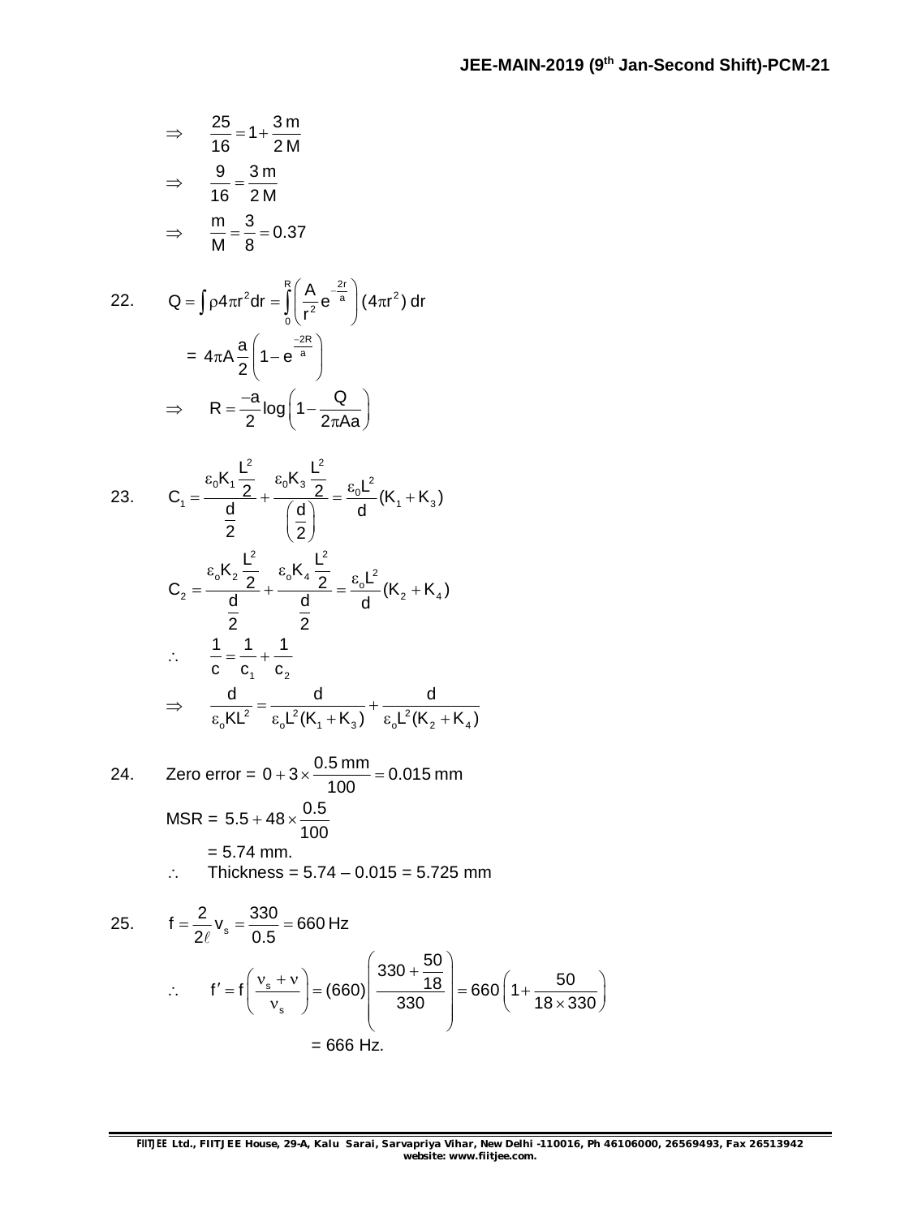$$\Rightarrow \quad \frac{25}{16} = 1 + \frac{3\,m}{2\,M}$$

$$\Rightarrow \quad \frac{9}{16} = \frac{3\,m}{2\,M}$$

$$\Rightarrow \quad \frac{m}{M} = \frac{3}{8} = 0.37$$

22. $$Q = \int \rho 4\pi r^2 dr = \int_0^R \left( \frac{A}{r^2} e^{-\frac{2r}{a}} \right)(4\pi r^2)\, dr$$

$$= 4\pi A \frac{a}{2}\left(1 - e^{\frac{-2R}{a}}\right)$$

$$\Rightarrow \quad R = \frac{-a}{2}\log\left(1 - \frac{Q}{2\pi A a}\right)$$

23. $$C_1 = \frac{\varepsilon_0 K_1 \frac{L^2}{2}}{\frac{d}{2}} + \frac{\varepsilon_0 K_3 \frac{L^2}{2}}{\left(\frac{d}{2}\right)} = \frac{\varepsilon_0 L^2}{d}(K_1 + K_3)$$

$$C_2 = \frac{\varepsilon_o K_2 \frac{L^2}{2}}{\frac{d}{2}} + \frac{\varepsilon_o K_4 \frac{L^2}{2}}{\frac{d}{2}} = \frac{\varepsilon_o L^2}{d}(K_2 + K_4)$$

$$\therefore \quad \frac{1}{c} = \frac{1}{c_1} + \frac{1}{c_2}$$

$$\Rightarrow \quad \frac{d}{\varepsilon_o K L^2} = \frac{d}{\varepsilon_o L^2 (K_1 + K_3)} + \frac{d}{\varepsilon_o L^2 (K_2 + K_4)}$$

24. Zero error = $0 + 3 \times \frac{0.5\text{ mm}}{100} = 0.015\text{ mm}$

MSR = $5.5 + 48 \times \frac{0.5}{100}$

= 5.74 mm.

$\therefore$ Thickness = 5.74 – 0.015 = 5.725 mm

25. $$f = \frac{2}{2\ell} v_s = \frac{330}{0.5} = 660\text{ Hz}$$

$$\therefore \quad f' = f\left(\frac{\nu_s + \nu}{\nu_s}\right) = (660)\left(\frac{330 + \frac{50}{18}}{330}\right) = 660\left(1 + \frac{50}{18 \times 330}\right)$$

= 666 Hz.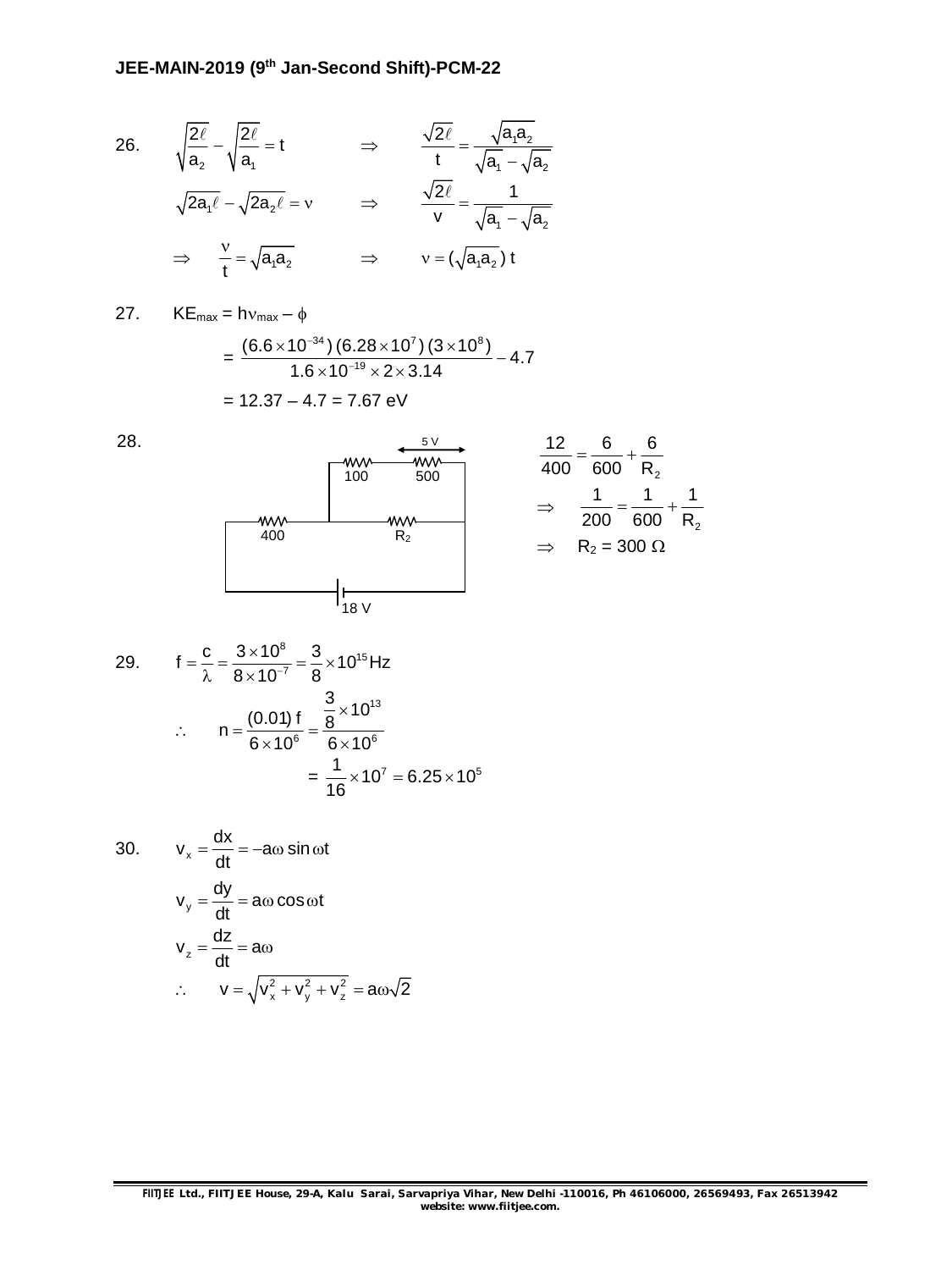26. $\sqrt{\frac{2\ell}{a_2}} - \sqrt{\frac{2\ell}{a_1}} = t \quad \Rightarrow \quad \frac{\sqrt{2\ell}}{t} = \frac{\sqrt{a_1 a_2}}{\sqrt{a_1} - \sqrt{a_2}}$

$\sqrt{2a_1\ell} - \sqrt{2a_2\ell} = \nu \quad \Rightarrow \quad \frac{\sqrt{2\ell}}{v} = \frac{1}{\sqrt{a_1} - \sqrt{a_2}}$

$\Rightarrow \quad \frac{\nu}{t} = \sqrt{a_1 a_2} \quad \Rightarrow \quad \nu = (\sqrt{a_1 a_2})\, t$

27. $KE_{max} = h\nu_{max} - \phi$

$$= \frac{(6.6\times10^{-34})(6.28\times10^{7})(3\times10^{8})}{1.6\times10^{-19}\times2\times3.14} - 4.7$$

$= 12.37 - 4.7 = 7.67$ eV

28. (Circuit: 100 and 500 resistors in series (5 V across 500), in parallel with $R_2$, this combination in series with 400, connected to 18 V battery.)

$$\frac{12}{400} = \frac{6}{600} + \frac{6}{R_2}$$

$$\Rightarrow \quad \frac{1}{200} = \frac{1}{600} + \frac{1}{R_2}$$

$\Rightarrow \quad R_2 = 300\ \Omega$

29. $f = \frac{c}{\lambda} = \frac{3\times10^{8}}{8\times10^{-7}} = \frac{3}{8}\times10^{15}\text{Hz}$

$$\therefore \quad n = \frac{(0.01)\,f}{6\times10^{6}} = \frac{\frac{3}{8}\times10^{13}}{6\times10^{6}}$$

$$= \frac{1}{16}\times10^{7} = 6.25\times10^{5}$$

30. $v_x = \frac{dx}{dt} = -a\omega\sin\omega t$

$v_y = \frac{dy}{dt} = a\omega\cos\omega t$

$v_z = \frac{dz}{dt} = a\omega$

$\therefore \quad v = \sqrt{v_x^2 + v_y^2 + v_z^2} = a\omega\sqrt{2}$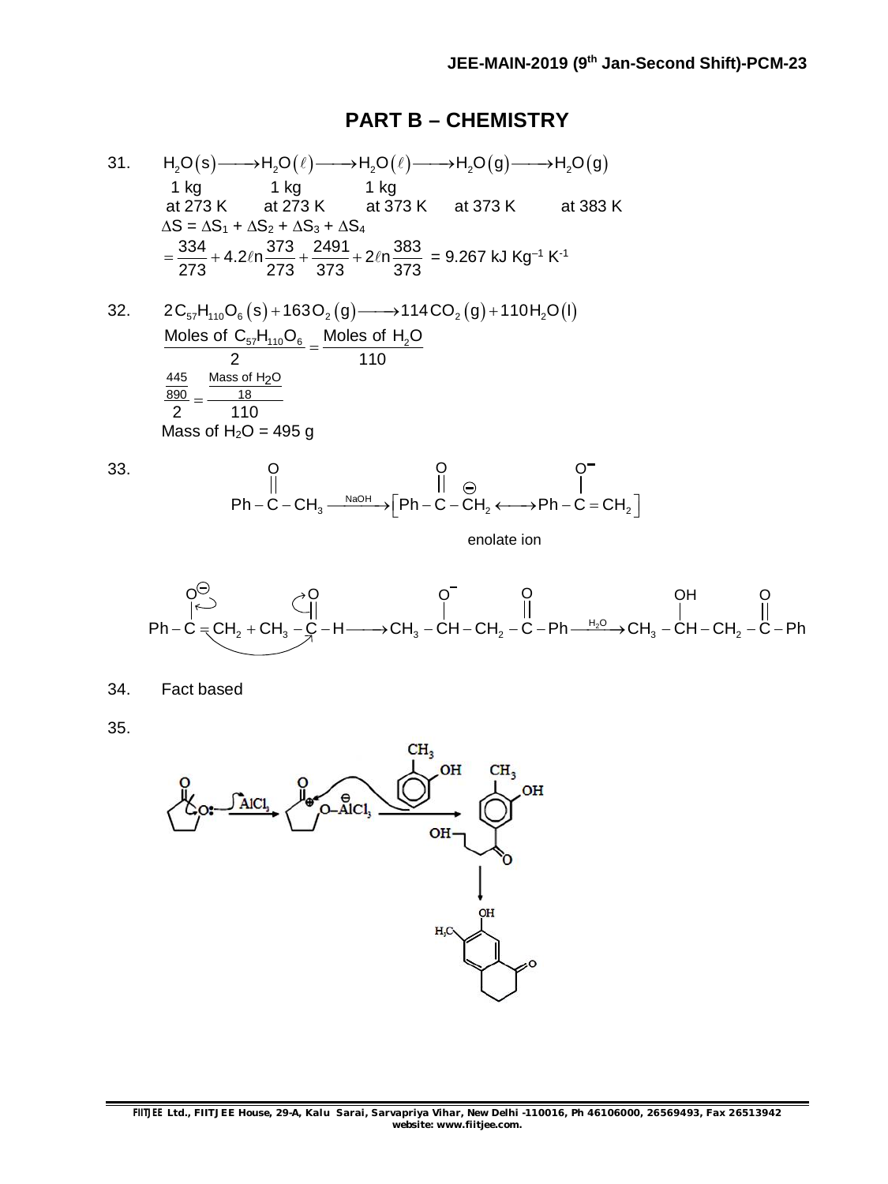## PART B – CHEMISTRY

31. $H_2O(s) \longrightarrow H_2O(\ell) \longrightarrow H_2O(\ell) \longrightarrow H_2O(g) \longrightarrow H_2O(g)$

1 kg at 273 K, 1 kg at 273 K, 1 kg at 373 K, at 373 K, at 383 K

$\Delta S = \Delta S_1 + \Delta S_2 + \Delta S_3 + \Delta S_4$

$$= \frac{334}{273} + 4.2\ell n\frac{373}{273} + \frac{2491}{373} + 2\ell n\frac{383}{373} = 9.267 \text{ kJ Kg}^{-1}\text{ K}^{-1}$$

32. $2C_{57}H_{110}O_6(s) + 163O_2(g) \longrightarrow 114CO_2(g) + 110H_2O(l)$

$$\frac{\text{Moles of } C_{57}H_{110}O_6}{2} = \frac{\text{Moles of } H_2O}{110}$$

$$\frac{\frac{445}{890}}{2} = \frac{\frac{\text{Mass of } H_2O}{18}}{110}$$

Mass of $H_2O$ = 495 g

33. $Ph-\overset{O}{\overset{||}{C}}-CH_3 \xrightarrow{NaOH} \left[Ph-\overset{O}{\overset{||}{C}}-\overset{\ominus}{C}H_2 \longleftrightarrow Ph-\overset{O^-}{\overset{|}{C}}=CH_2\right]$

enolate ion

$Ph-\overset{O^\ominus}{\overset{|}{C}}=CH_2 + CH_3-\overset{O}{\overset{||}{C}}-H \longrightarrow CH_3-\overset{O^-}{\overset{|}{C}H}-CH_2-\overset{O}{\overset{||}{C}}-Ph \xrightarrow{H_2O} CH_3-\overset{OH}{\overset{|}{C}H}-CH_2-\overset{O}{\overset{||}{C}}-Ph$

34. Fact based

35.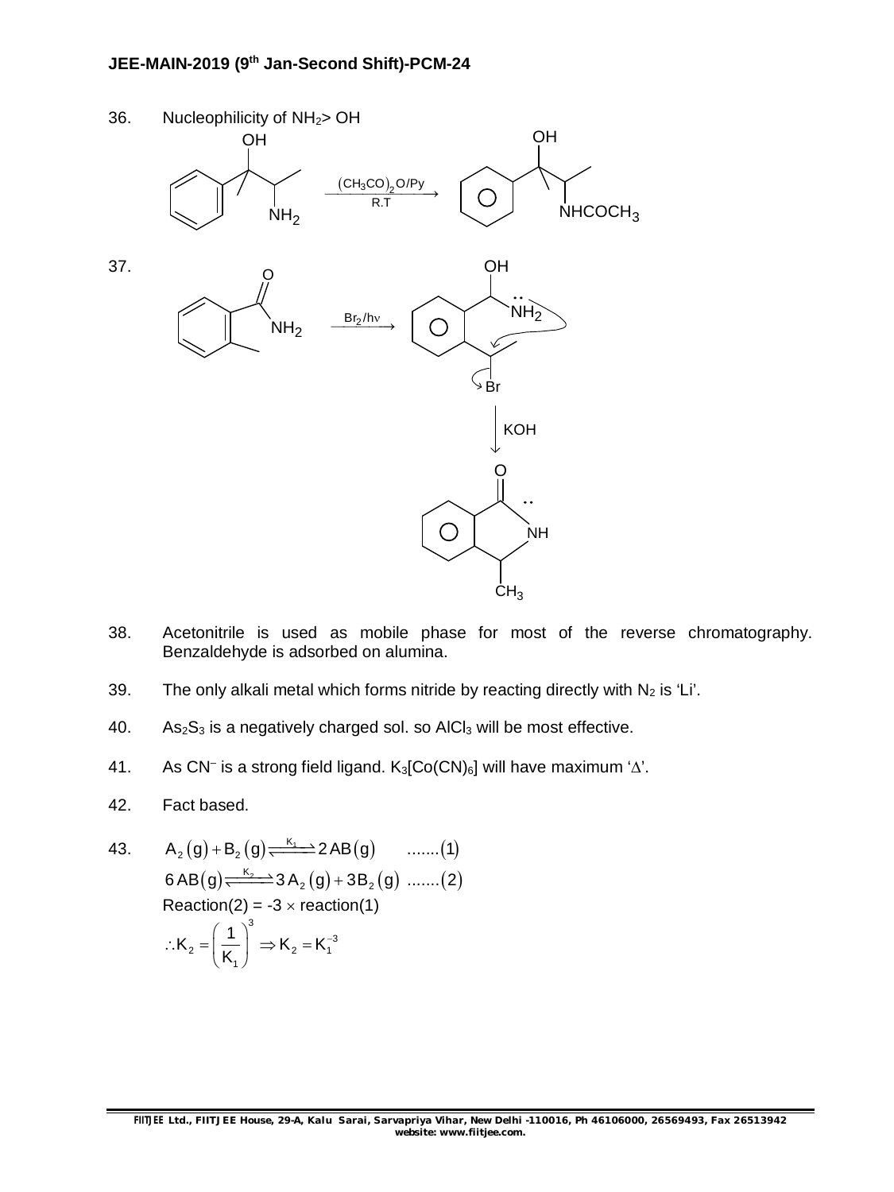36. Nucleophilicity of $NH_2$ > OH

$$\text{PhC(OH)(CH}_3\text{)CH(NH}_2\text{)CH}_3 \xrightarrow[\text{R.T}]{(CH_3CO)_2O/Py} \text{PhC(OH)(CH}_3\text{)CH(NHCOCH}_3\text{)CH}_3$$

37.

$$\text{(2-methylbenzamide)} \xrightarrow{Br_2/h\nu} \text{(intermediate with OH, } \ddot{N}H_2\text{, Br)} \xrightarrow{KOH} \text{(cyclic amide, NH, } CH_3\text{)}$$

38. Acetonitrile is used as mobile phase for most of the reverse chromatography. Benzaldehyde is adsorbed on alumina.

39. The only alkali metal which forms nitride by reacting directly with $N_2$ is 'Li'.

40. $As_2S_3$ is a negatively charged sol. so $AlCl_3$ will be most effective.

41. As $CN^-$ is a strong field ligand. $K_3[Co(CN)_6]$ will have maximum '$\Delta$'.

42. Fact based.

43. $A_2(g) + B_2(g) \xrightleftharpoons{K_1} 2AB(g)$ .......(1)

$6AB(g) \xrightleftharpoons{K_2} 3A_2(g) + 3B_2(g)$ .......(2)

Reaction(2) = -3 × reaction(1)

$$\therefore K_2 = \left(\frac{1}{K_1}\right)^3 \Rightarrow K_2 = K_1^{-3}$$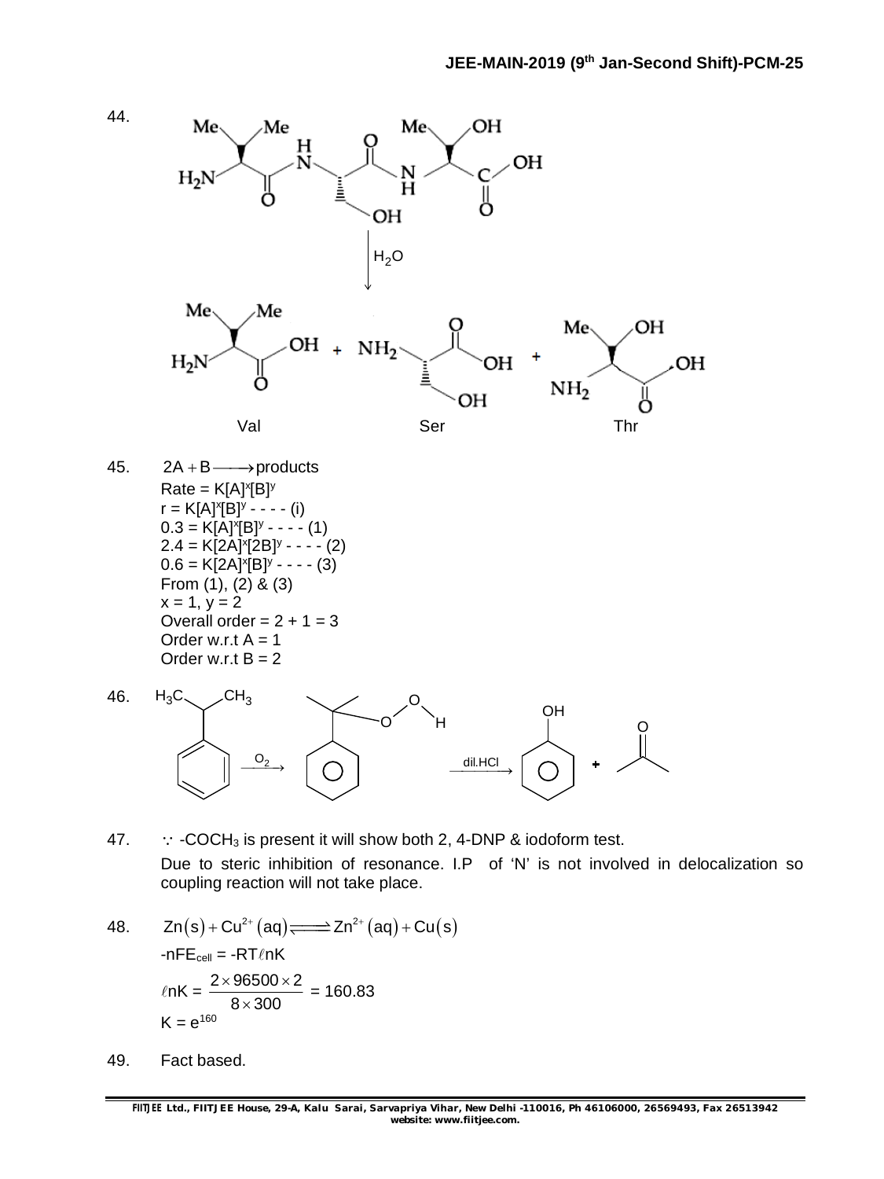44. 

H$_2$O

Val   Ser   Thr

45. $2A + B \longrightarrow$ products

Rate = $K[A]^x[B]^y$

$r = K[A]^x[B]^y$ - - - - (i)

$0.3 = K[A]^x[B]^y$ - - - - (1)

$2.4 = K[2A]^x[2B]^y$ - - - - (2)

$0.6 = K[2A]^x[B]^y$ - - - - (3)

From (1), (2) & (3)

x = 1, y = 2

Overall order = 2 + 1 = 3

Order w.r.t A = 1

Order w.r.t B = 2

46. 

$O_2$   dil.HCl

47. $\because$ -$COCH_3$ is present it will show both 2, 4-DNP & iodoform test.

Due to steric inhibition of resonance. l.P of 'N' is not involved in delocalization so coupling reaction will not take place.

48. $Zn(s) + Cu^{2+}(aq) \rightleftharpoons Zn^{2+}(aq) + Cu(s)$

$-nFE_{cell} = -RT\ell nK$

$\ell nK = \dfrac{2 \times 96500 \times 2}{8 \times 300} = 160.83$

$K = e^{160}$

49. Fact based.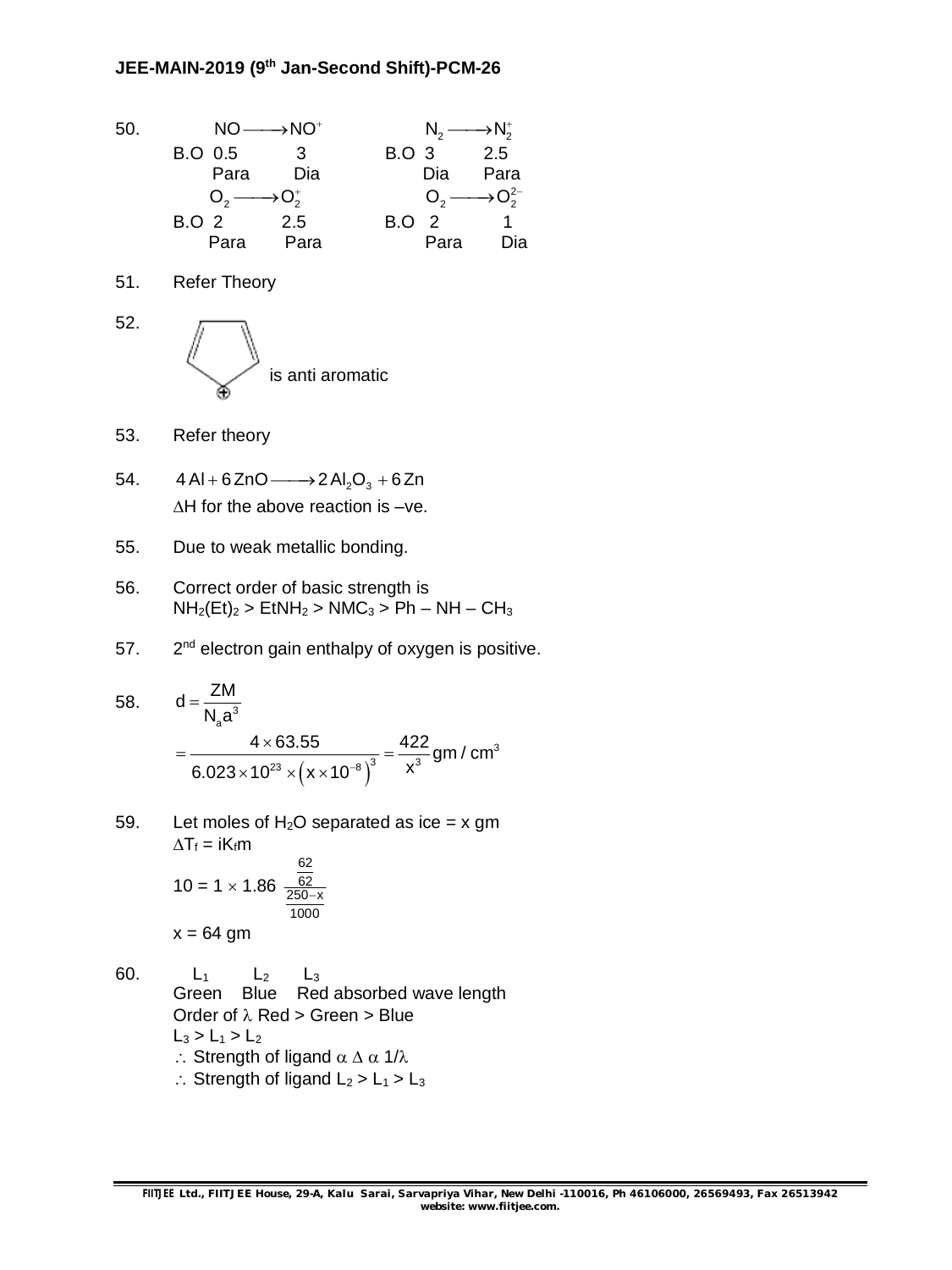50.

| | $NO \longrightarrow NO^+$ | | $N_2 \longrightarrow N_2^+$ | |
|---|---|---|---|---|
| B.O | 0.5 | 3 | 3 | 2.5 |
| | Para | Dia | Dia | Para |
| | $O_2 \longrightarrow O_2^+$ | | $O_2 \longrightarrow O_2^{2-}$ | |
| B.O | 2 | 2.5 | 2 | 1 |
| | Para | Para | Para | Dia |

51. Refer Theory

52. (cyclopentadienyl cation) is anti aromatic

53. Refer theory

54. $4\,Al + 6\,ZnO \longrightarrow 2\,Al_2O_3 + 6\,Zn$

$\Delta H$ for the above reaction is –ve.

55. Due to weak metallic bonding.

56. Correct order of basic strength is

$NH_2(Et)_2 > EtNH_2 > NMC_3 > Ph - NH - CH_3$

57. 2nd electron gain enthalpy of oxygen is positive.

58. $$d = \frac{ZM}{N_a a^3}$$

$$= \frac{4 \times 63.55}{6.023 \times 10^{23} \times \left(x \times 10^{-8}\right)^3} = \frac{422}{x^3}\,gm/cm^3$$

59. Let moles of $H_2O$ separated as ice = x gm

$\Delta T_f = iK_f m$

$$10 = 1 \times 1.86\ \frac{\frac{62}{62}}{\frac{250-x}{1000}}$$

x = 64 gm

60. $L_1$ $L_2$ $L_3$

Green Blue Red absorbed wave length

Order of $\lambda$ Red > Green > Blue

$L_3 > L_1 > L_2$

$\therefore$ Strength of ligand $\alpha\ \Delta\ \alpha\ 1/\lambda$

$\therefore$ Strength of ligand $L_2 > L_1 > L_3$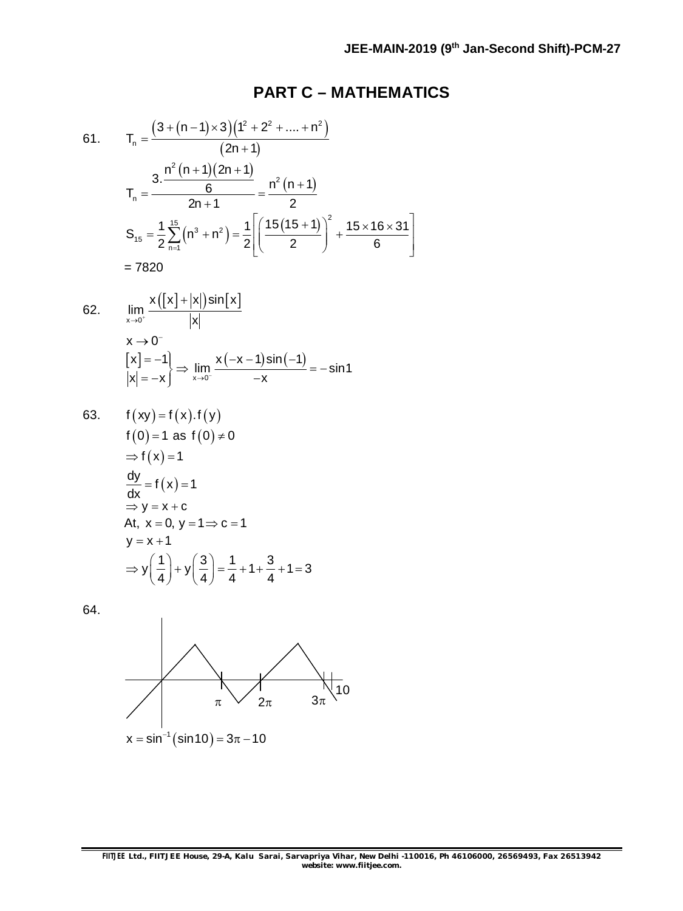# PART C – MATHEMATICS

61. $$T_n = \frac{\left(3+(n-1)\times 3\right)\left(1^2+2^2+....+n^2\right)}{(2n+1)}$$

$$T_n = \frac{3.\frac{n^2(n+1)(2n+1)}{6}}{2n+1} = \frac{n^2(n+1)}{2}$$

$$S_{15} = \frac{1}{2}\sum_{n=1}^{15}\left(n^3+n^2\right) = \frac{1}{2}\left[\left(\frac{15(15+1)}{2}\right)^2 + \frac{15\times 16\times 31}{6}\right]$$

$= 7820$

62. $$\lim_{x\to 0^+}\frac{x\left([x]+|x|\right)\sin[x]}{|x|}$$

$x \to 0^-$

$$\left.\begin{matrix}[x]=-1\\ |x|=-x\end{matrix}\right\} \Rightarrow \lim_{x\to 0^-}\frac{x(-x-1)\sin(-1)}{-x} = -\sin 1$$

63. $f(xy) = f(x).f(y)$

$f(0) = 1$ as $f(0) \neq 0$

$\Rightarrow f(x) = 1$

$\frac{dy}{dx} = f(x) = 1$

$\Rightarrow y = x + c$

At, $x = 0,\ y = 1 \Rightarrow c = 1$

$y = x + 1$

$$\Rightarrow y\left(\frac{1}{4}\right) + y\left(\frac{3}{4}\right) = \frac{1}{4} + 1 + \frac{3}{4} + 1 = 3$$

64.

$x = \sin^{-1}(\sin 10) = 3\pi - 10$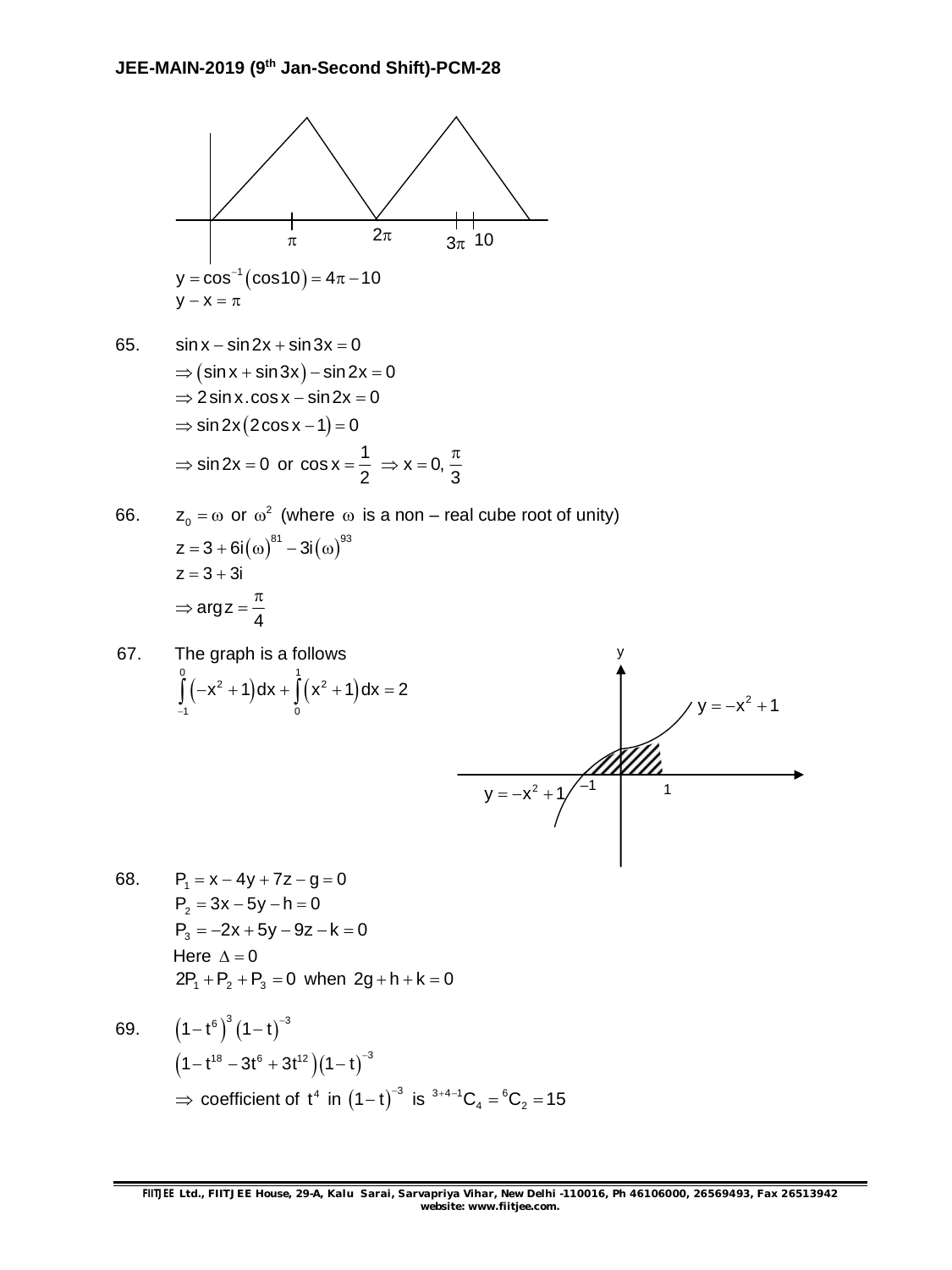$$y = \cos^{-1}(\cos 10) = 4\pi - 10$$
$$y - x = \pi$$

65. $\sin x - \sin 2x + \sin 3x = 0$

$\Rightarrow (\sin x + \sin 3x) - \sin 2x = 0$

$\Rightarrow 2\sin x.\cos x - \sin 2x = 0$

$\Rightarrow \sin 2x(2\cos x - 1) = 0$

$\Rightarrow \sin 2x = 0$ or $\cos x = \dfrac{1}{2} \Rightarrow x = 0, \dfrac{\pi}{3}$

66. $z_0 = \omega$ or $\omega^2$ (where $\omega$ is a non – real cube root of unity)

$z = 3 + 6i(\omega)^{81} - 3i(\omega)^{93}$

$z = 3 + 3i$

$\Rightarrow \arg z = \dfrac{\pi}{4}$

67. The graph is a follows

$$\int_{-1}^{0}(-x^2+1)dx + \int_{0}^{1}(x^2+1)dx = 2$$

68. $P_1 = x - 4y + 7z - g = 0$

$P_2 = 3x - 5y - h = 0$

$P_3 = -2x + 5y - 9z - k = 0$

Here $\Delta = 0$

$2P_1 + P_2 + P_3 = 0$ when $2g + h + k = 0$

69. $(1-t^6)^3(1-t)^{-3}$

$(1 - t^{18} - 3t^6 + 3t^{12})(1-t)^{-3}$

$\Rightarrow$ coefficient of $t^4$ in $(1-t)^{-3}$ is ${}^{3+4-1}C_4 = {}^6C_2 = 15$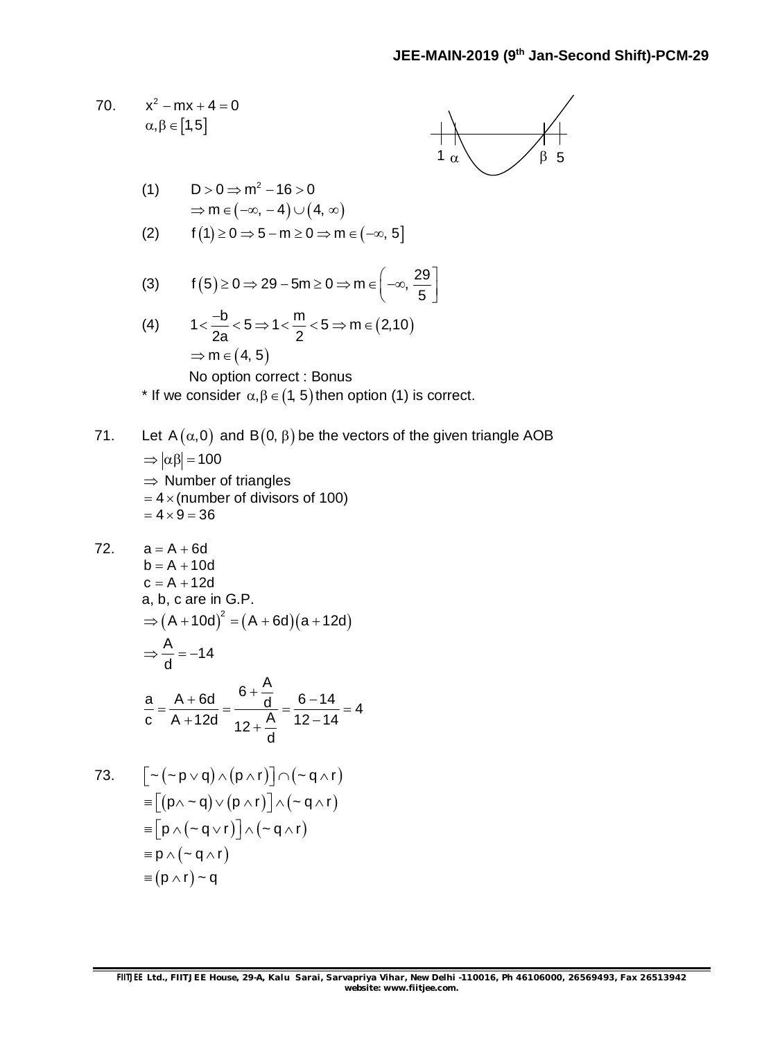70. $x^2 - mx + 4 = 0$

$\alpha, \beta \in [1, 5]$

(1) $D > 0 \Rightarrow m^2 - 16 > 0$

$\Rightarrow m \in (-\infty, -4) \cup (4, \infty)$

(2) $f(1) \geq 0 \Rightarrow 5 - m \geq 0 \Rightarrow m \in (-\infty, 5]$

(3) $f(5) \geq 0 \Rightarrow 29 - 5m \geq 0 \Rightarrow m \in \left(-\infty, \dfrac{29}{5}\right]$

(4) $1 < \dfrac{-b}{2a} < 5 \Rightarrow 1 < \dfrac{m}{2} < 5 \Rightarrow m \in (2, 10)$

$\Rightarrow m \in (4, 5)$

No option correct : Bonus

\* If we consider $\alpha, \beta \in (1, 5)$ then option (1) is correct.

71. Let $A(\alpha, 0)$ and $B(0, \beta)$ be the vectors of the given triangle AOB

$\Rightarrow |\alpha\beta| = 100$

$\Rightarrow$ Number of triangles

$= 4 \times$ (number of divisors of 100)

$= 4 \times 9 = 36$

72. $a = A + 6d$

$b = A + 10d$

$c = A + 12d$

a, b, c are in G.P.

$\Rightarrow (A + 10d)^2 = (A + 6d)(a + 12d)$

$\Rightarrow \dfrac{A}{d} = -14$

$$\frac{a}{c} = \frac{A + 6d}{A + 12d} = \frac{6 + \frac{A}{d}}{12 + \frac{A}{d}} = \frac{6 - 14}{12 - 14} = 4$$

73. $[\sim(\sim p \vee q) \wedge (p \wedge r)] \cap (\sim q \wedge r)$

$\equiv [(p \wedge \sim q) \vee (p \wedge r)] \wedge (\sim q \wedge r)$

$\equiv [p \wedge (\sim q \vee r)] \wedge (\sim q \wedge r)$

$\equiv p \wedge (\sim q \wedge r)$

$\equiv (p \wedge r) \sim q$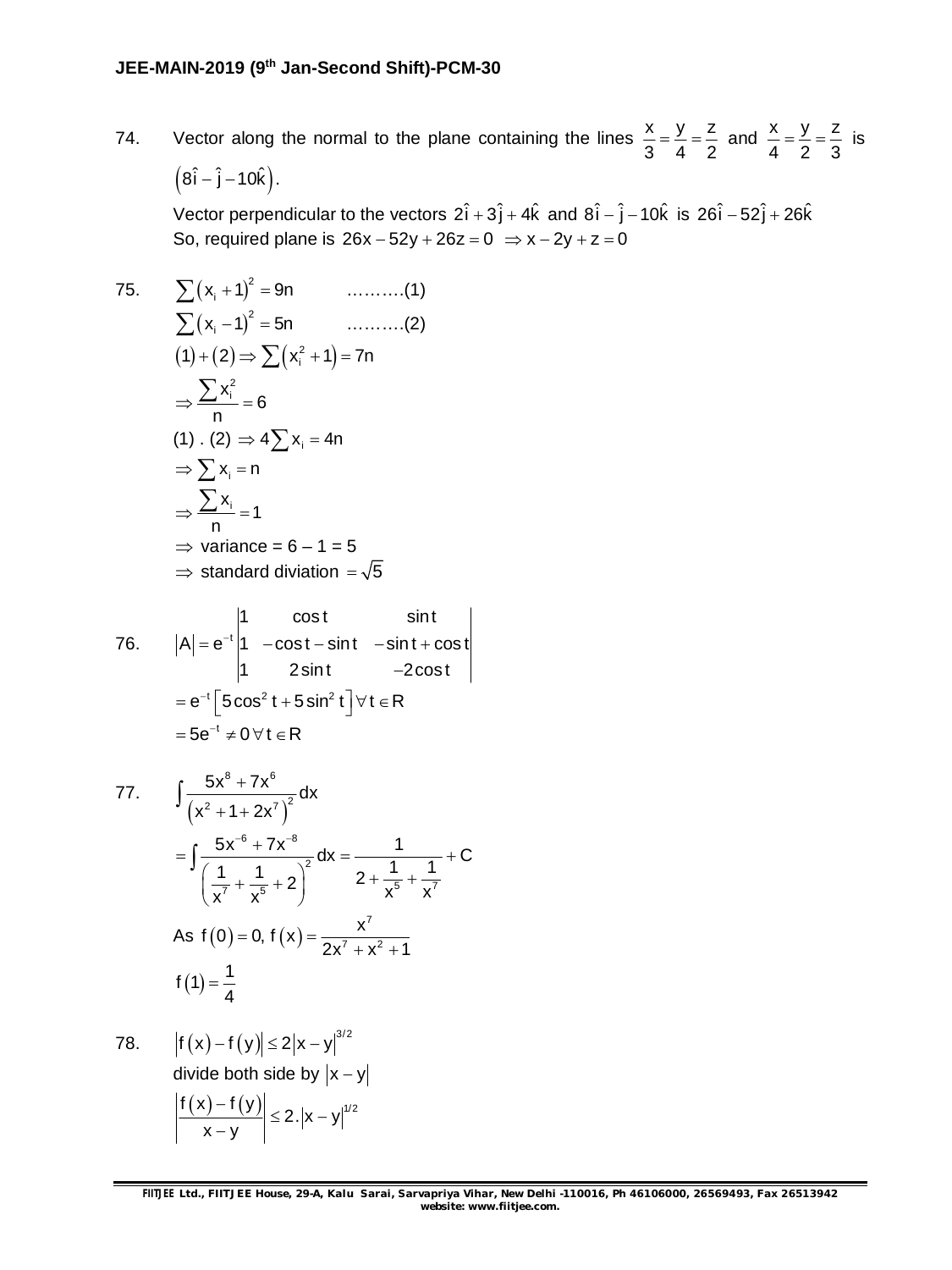74. Vector along the normal to the plane containing the lines $\frac{x}{3} = \frac{y}{4} = \frac{z}{2}$ and $\frac{x}{4} = \frac{y}{2} = \frac{z}{3}$ is $\left(8\hat{i} - \hat{j} - 10\hat{k}\right)$.

Vector perpendicular to the vectors $2\hat{i} + 3\hat{j} + 4\hat{k}$ and $8\hat{i} - \hat{j} - 10\hat{k}$ is $26\hat{i} - 52\hat{j} + 26\hat{k}$

So, required plane is $26x - 52y + 26z = 0 \Rightarrow x - 2y + z = 0$

75. $\sum (x_i + 1)^2 = 9n$ ……….(1)

$\sum (x_i - 1)^2 = 5n$ ……….(2)

$(1) + (2) \Rightarrow \sum \left(x_i^2 + 1\right) = 7n$

$\Rightarrow \frac{\sum x_i^2}{n} = 6$

(1) . (2) $\Rightarrow 4\sum x_i = 4n$

$\Rightarrow \sum x_i = n$

$\Rightarrow \frac{\sum x_i}{n} = 1$

$\Rightarrow$ variance = 6 – 1 = 5

$\Rightarrow$ standard diviation $= \sqrt{5}$

76. $$|A| = e^{-t}\begin{vmatrix} 1 & \cos t & \sin t \\ 1 & -\cos t - \sin t & -\sin t + \cos t \\ 1 & 2\sin t & -2\cos t \end{vmatrix}$$

$= e^{-t}\left[5\cos^2 t + 5\sin^2 t\right] \forall t \in R$

$= 5e^{-t} \neq 0 \, \forall t \in R$

77. $$\int \frac{5x^8 + 7x^6}{\left(x^2 + 1 + 2x^7\right)^2} dx$$

$$= \int \frac{5x^{-6} + 7x^{-8}}{\left(\frac{1}{x^7} + \frac{1}{x^5} + 2\right)^2} dx = \frac{1}{2 + \frac{1}{x^5} + \frac{1}{x^7}} + C$$

As $f(0) = 0, \; f(x) = \frac{x^7}{2x^7 + x^2 + 1}$

$f(1) = \frac{1}{4}$

78. $|f(x) - f(y)| \leq 2|x - y|^{3/2}$

divide both side by $|x - y|$

$$\left|\frac{f(x) - f(y)}{x - y}\right| \leq 2.|x - y|^{1/2}$$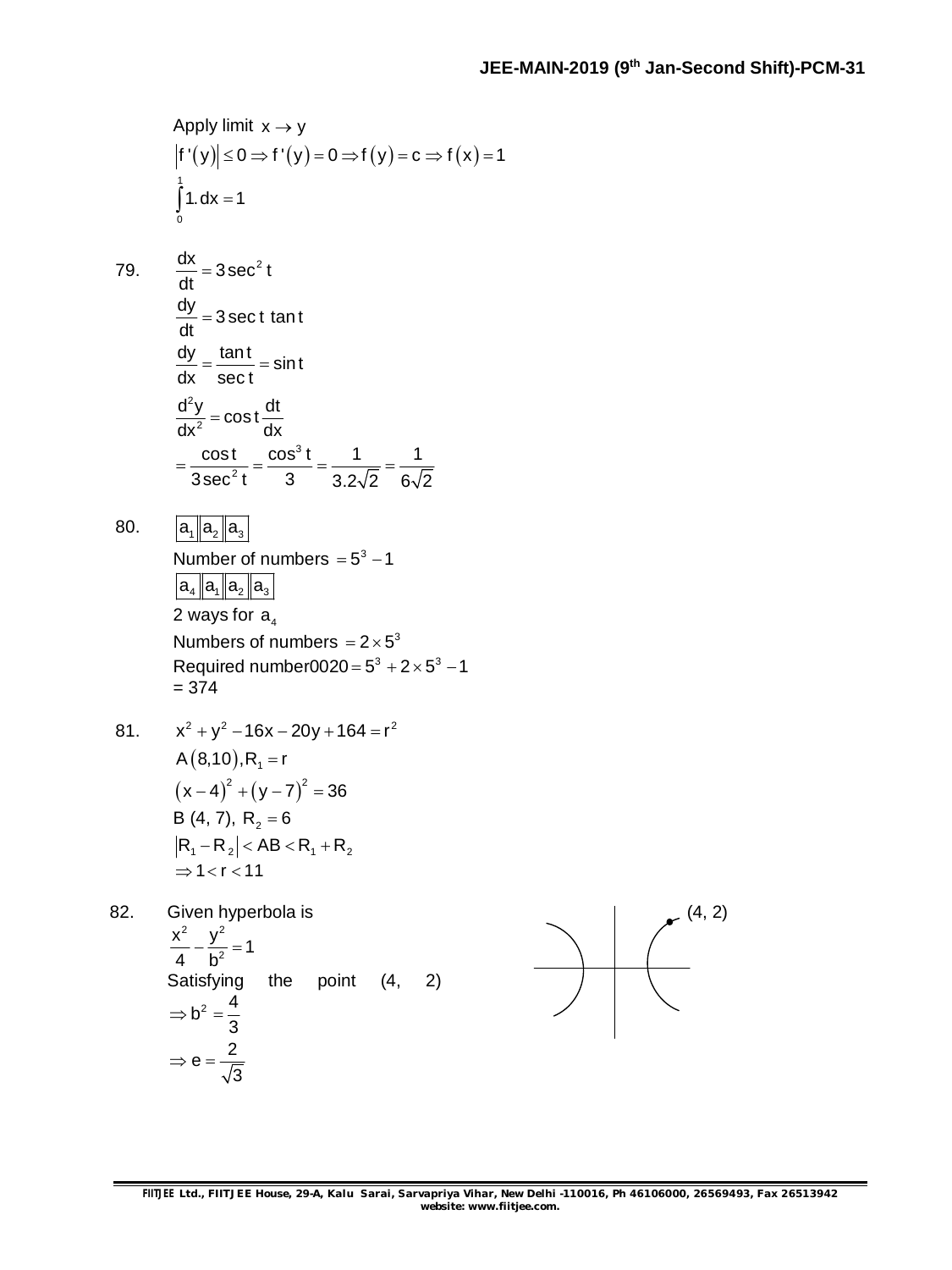Apply limit $x \to y$

$\left|f'(y)\right| \le 0 \Rightarrow f'(y) = 0 \Rightarrow f(y) = c \Rightarrow f(x) = 1$

$\int_0^1 1.\,dx = 1$

79. $\frac{dx}{dt} = 3\sec^2 t$

$\frac{dy}{dt} = 3\sec t \tan t$

$\frac{dy}{dx} = \frac{\tan t}{\sec t} = \sin t$

$\frac{d^2y}{dx^2} = \cos t \frac{dt}{dx}$

$= \frac{\cos t}{3\sec^2 t} = \frac{\cos^3 t}{3} = \frac{1}{3.2\sqrt{2}} = \frac{1}{6\sqrt{2}}$

80. $\boxed{a_1}\boxed{a_2}\boxed{a_3}$

Number of numbers $= 5^3 - 1$

$\boxed{a_4}\boxed{a_1}\boxed{a_2}\boxed{a_3}$

2 ways for $a_4$

Numbers of numbers $= 2 \times 5^3$

Required number0020 $= 5^3 + 2 \times 5^3 - 1$

= 374

81. $x^2 + y^2 - 16x - 20y + 164 = r^2$

$A(8,10), R_1 = r$

$(x-4)^2 + (y-7)^2 = 36$

B (4, 7), $R_2 = 6$

$\left|R_1 - R_2\right| < AB < R_1 + R_2$

$\Rightarrow 1 < r < 11$

82. Given hyperbola is

$\frac{x^2}{4} - \frac{y^2}{b^2} = 1$

Satisfying the point (4, 2)

$\Rightarrow b^2 = \frac{4}{3}$

$\Rightarrow e = \frac{2}{\sqrt{3}}$

(4, 2)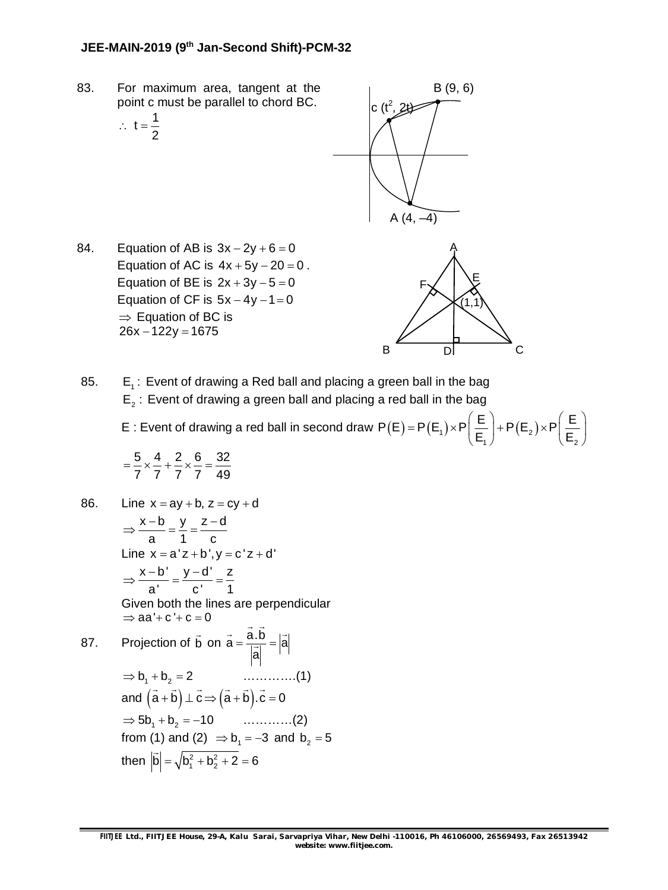83. For maximum area, tangent at the point c must be parallel to chord BC.

$\therefore\ t = \frac{1}{2}$

84. Equation of AB is $3x - 2y + 6 = 0$

Equation of AC is $4x + 5y - 20 = 0$.

Equation of BE is $2x + 3y - 5 = 0$

Equation of CF is $5x - 4y - 1 = 0$

$\Rightarrow$ Equation of BC is

$26x - 122y = 1675$

85. $E_1$ : Event of drawing a Red ball and placing a green ball in the bag

$E_2$ : Event of drawing a green ball and placing a red ball in the bag

E : Event of drawing a red ball in second draw $P(E) = P(E_1) \times P\left(\frac{E}{E_1}\right) + P(E_2) \times P\left(\frac{E}{E_2}\right)$

$= \frac{5}{7} \times \frac{4}{7} + \frac{2}{7} \times \frac{6}{7} = \frac{32}{49}$

86. Line $x = ay + b,\ z = cy + d$

$\Rightarrow \frac{x-b}{a} = \frac{y}{1} = \frac{z-d}{c}$

Line $x = a'z + b', y = c'z + d'$

$\Rightarrow \frac{x-b'}{a'} = \frac{y-d'}{c'} = \frac{z}{1}$

Given both the lines are perpendicular

$\Rightarrow aa' + c' + c = 0$

87. Projection of $\vec{b}$ on $\vec{a} = \frac{\vec{a}.\vec{b}}{|\vec{a}|} = |\vec{a}|$

$\Rightarrow b_1 + b_2 = 2$ ………….(1)

and $\left(\vec{a} + \vec{b}\right) \perp \vec{c} \Rightarrow \left(\vec{a} + \vec{b}\right).\vec{c} = 0$

$\Rightarrow 5b_1 + b_2 = -10$ …………(2)

from (1) and (2) $\Rightarrow b_1 = -3$ and $b_2 = 5$

then $|\vec{b}| = \sqrt{b_1^2 + b_2^2 + 2} = 6$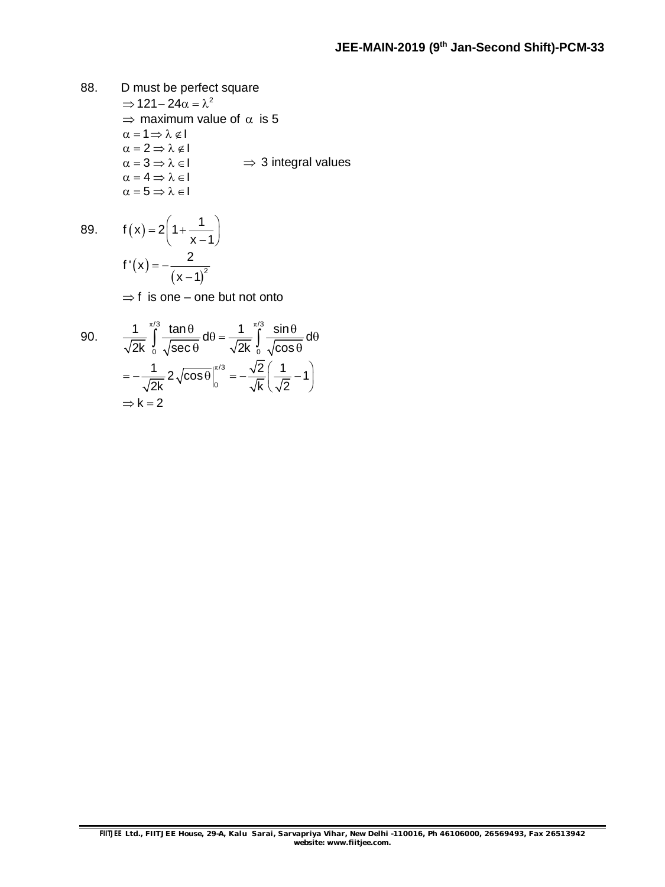88. D must be perfect square

$\Rightarrow 121 - 24\alpha = \lambda^2$

$\Rightarrow$ maximum value of $\alpha$ is 5

$\alpha = 1 \Rightarrow \lambda \notin I$

$\alpha = 2 \Rightarrow \lambda \notin I$

$\alpha = 3 \Rightarrow \lambda \in I$ $\quad\quad\Rightarrow$ 3 integral values

$\alpha = 4 \Rightarrow \lambda \in I$

$\alpha = 5 \Rightarrow \lambda \in I$

89. $f(x) = 2\left(1 + \dfrac{1}{x-1}\right)$

$f'(x) = -\dfrac{2}{(x-1)^2}$

$\Rightarrow f$ is one – one but not onto

90. $\dfrac{1}{\sqrt{2k}}\displaystyle\int_0^{\pi/3} \dfrac{\tan\theta}{\sqrt{\sec\theta}}\,d\theta = \dfrac{1}{\sqrt{2k}}\displaystyle\int_0^{\pi/3} \dfrac{\sin\theta}{\sqrt{\cos\theta}}\,d\theta$

$= -\dfrac{1}{\sqrt{2k}}\,2\sqrt{\cos\theta}\Big|_0^{\pi/3} = -\dfrac{\sqrt{2}}{\sqrt{k}}\left(\dfrac{1}{\sqrt{2}} - 1\right)$

$\Rightarrow k = 2$